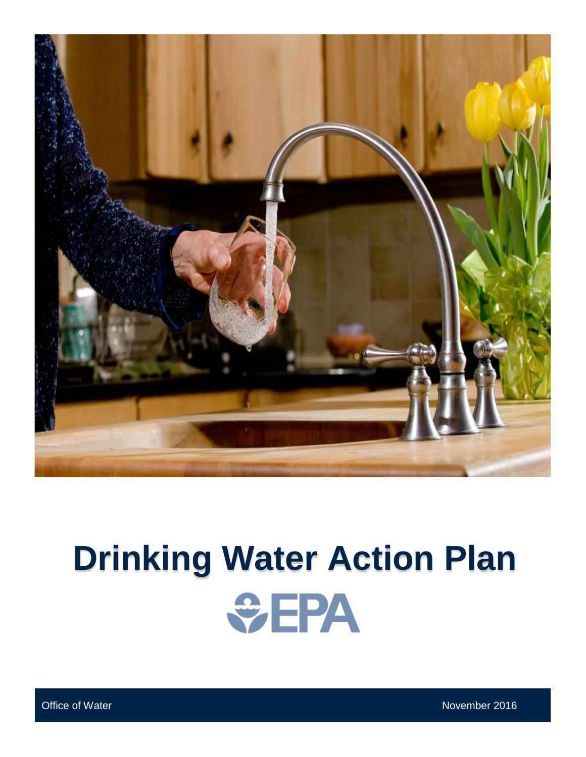# Drinking Water Action Plan

EPA

Office of Water

November 2016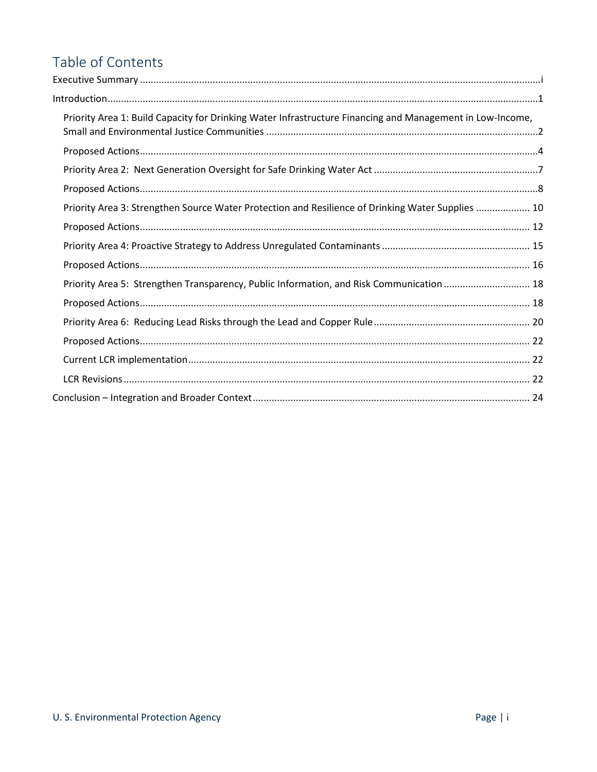# Table of Contents

Executive Summary ..... i

Introduction ..... 1

- Priority Area 1: Build Capacity for Drinking Water Infrastructure Financing and Management in Low-Income, Small and Environmental Justice Communities ..... 2
- Proposed Actions ..... 4
- Priority Area 2: Next Generation Oversight for Safe Drinking Water Act ..... 7
- Proposed Actions ..... 8
- Priority Area 3: Strengthen Source Water Protection and Resilience of Drinking Water Supplies ..... 10
- Proposed Actions ..... 12
- Priority Area 4: Proactive Strategy to Address Unregulated Contaminants ..... 15
- Proposed Actions ..... 16
- Priority Area 5: Strengthen Transparency, Public Information, and Risk Communication ..... 18
- Proposed Actions ..... 18
- Priority Area 6: Reducing Lead Risks through the Lead and Copper Rule ..... 20
- Proposed Actions ..... 22
- Current LCR implementation ..... 22
- LCR Revisions ..... 22

Conclusion – Integration and Broader Context ..... 24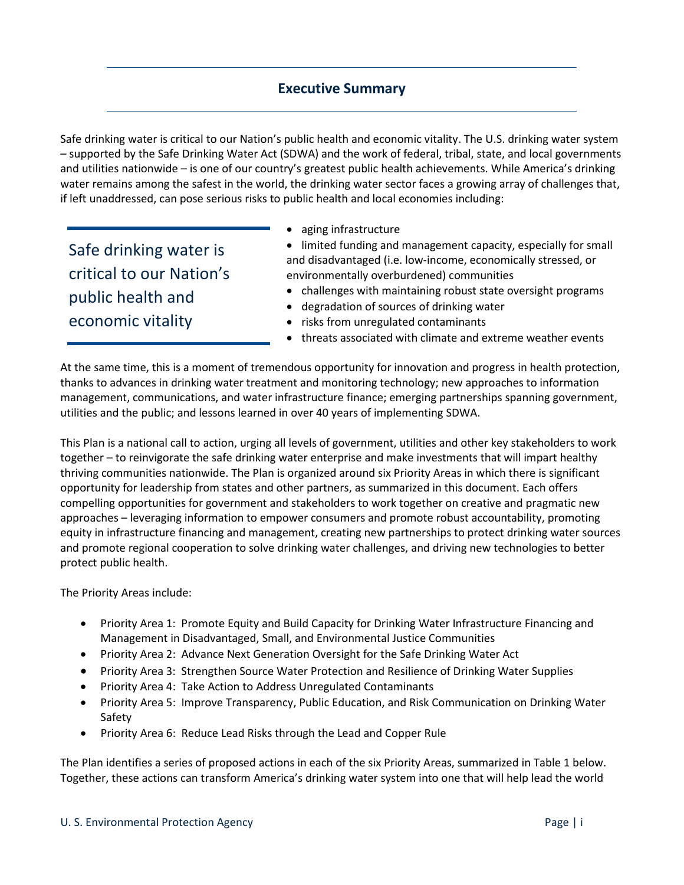## Executive Summary

Safe drinking water is critical to our Nation's public health and economic vitality. The U.S. drinking water system – supported by the Safe Drinking Water Act (SDWA) and the work of federal, tribal, state, and local governments and utilities nationwide – is one of our country's greatest public health achievements. While America's drinking water remains among the safest in the world, the drinking water sector faces a growing array of challenges that, if left unaddressed, can pose serious risks to public health and local economies including:

> Safe drinking water is critical to our Nation's public health and economic vitality

- aging infrastructure
- limited funding and management capacity, especially for small and disadvantaged (i.e. low-income, economically stressed, or environmentally overburdened) communities
- challenges with maintaining robust state oversight programs
- degradation of sources of drinking water
- risks from unregulated contaminants
- threats associated with climate and extreme weather events

At the same time, this is a moment of tremendous opportunity for innovation and progress in health protection, thanks to advances in drinking water treatment and monitoring technology; new approaches to information management, communications, and water infrastructure finance; emerging partnerships spanning government, utilities and the public; and lessons learned in over 40 years of implementing SDWA.

This Plan is a national call to action, urging all levels of government, utilities and other key stakeholders to work together – to reinvigorate the safe drinking water enterprise and make investments that will impart healthy thriving communities nationwide. The Plan is organized around six Priority Areas in which there is significant opportunity for leadership from states and other partners, as summarized in this document. Each offers compelling opportunities for government and stakeholders to work together on creative and pragmatic new approaches – leveraging information to empower consumers and promote robust accountability, promoting equity in infrastructure financing and management, creating new partnerships to protect drinking water sources and promote regional cooperation to solve drinking water challenges, and driving new technologies to better protect public health.

The Priority Areas include:

- Priority Area 1: Promote Equity and Build Capacity for Drinking Water Infrastructure Financing and Management in Disadvantaged, Small, and Environmental Justice Communities
- Priority Area 2: Advance Next Generation Oversight for the Safe Drinking Water Act
- Priority Area 3: Strengthen Source Water Protection and Resilience of Drinking Water Supplies
- Priority Area 4: Take Action to Address Unregulated Contaminants
- Priority Area 5: Improve Transparency, Public Education, and Risk Communication on Drinking Water Safety
- Priority Area 6: Reduce Lead Risks through the Lead and Copper Rule

The Plan identifies a series of proposed actions in each of the six Priority Areas, summarized in Table 1 below. Together, these actions can transform America's drinking water system into one that will help lead the world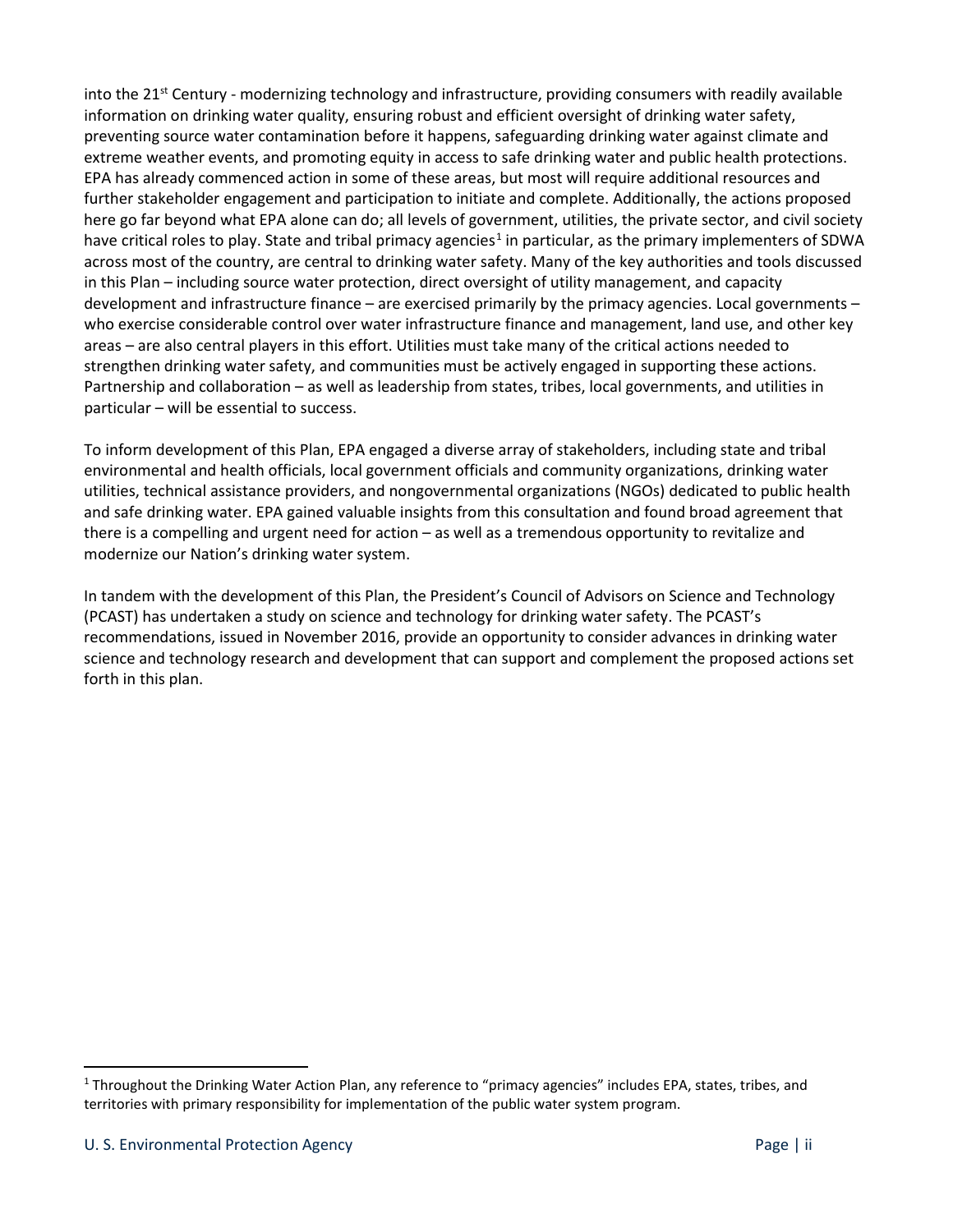into the 21st Century - modernizing technology and infrastructure, providing consumers with readily available information on drinking water quality, ensuring robust and efficient oversight of drinking water safety, preventing source water contamination before it happens, safeguarding drinking water against climate and extreme weather events, and promoting equity in access to safe drinking water and public health protections. EPA has already commenced action in some of these areas, but most will require additional resources and further stakeholder engagement and participation to initiate and complete. Additionally, the actions proposed here go far beyond what EPA alone can do; all levels of government, utilities, the private sector, and civil society have critical roles to play. State and tribal primacy agencies[1] in particular, as the primary implementers of SDWA across most of the country, are central to drinking water safety. Many of the key authorities and tools discussed in this Plan – including source water protection, direct oversight of utility management, and capacity development and infrastructure finance – are exercised primarily by the primacy agencies. Local governments – who exercise considerable control over water infrastructure finance and management, land use, and other key areas – are also central players in this effort. Utilities must take many of the critical actions needed to strengthen drinking water safety, and communities must be actively engaged in supporting these actions. Partnership and collaboration – as well as leadership from states, tribes, local governments, and utilities in particular – will be essential to success.

To inform development of this Plan, EPA engaged a diverse array of stakeholders, including state and tribal environmental and health officials, local government officials and community organizations, drinking water utilities, technical assistance providers, and nongovernmental organizations (NGOs) dedicated to public health and safe drinking water. EPA gained valuable insights from this consultation and found broad agreement that there is a compelling and urgent need for action – as well as a tremendous opportunity to revitalize and modernize our Nation's drinking water system.

In tandem with the development of this Plan, the President's Council of Advisors on Science and Technology (PCAST) has undertaken a study on science and technology for drinking water safety. The PCAST's recommendations, issued in November 2016, provide an opportunity to consider advances in drinking water science and technology research and development that can support and complement the proposed actions set forth in this plan.

---

[1] Throughout the Drinking Water Action Plan, any reference to "primacy agencies" includes EPA, states, tribes, and territories with primary responsibility for implementation of the public water system program.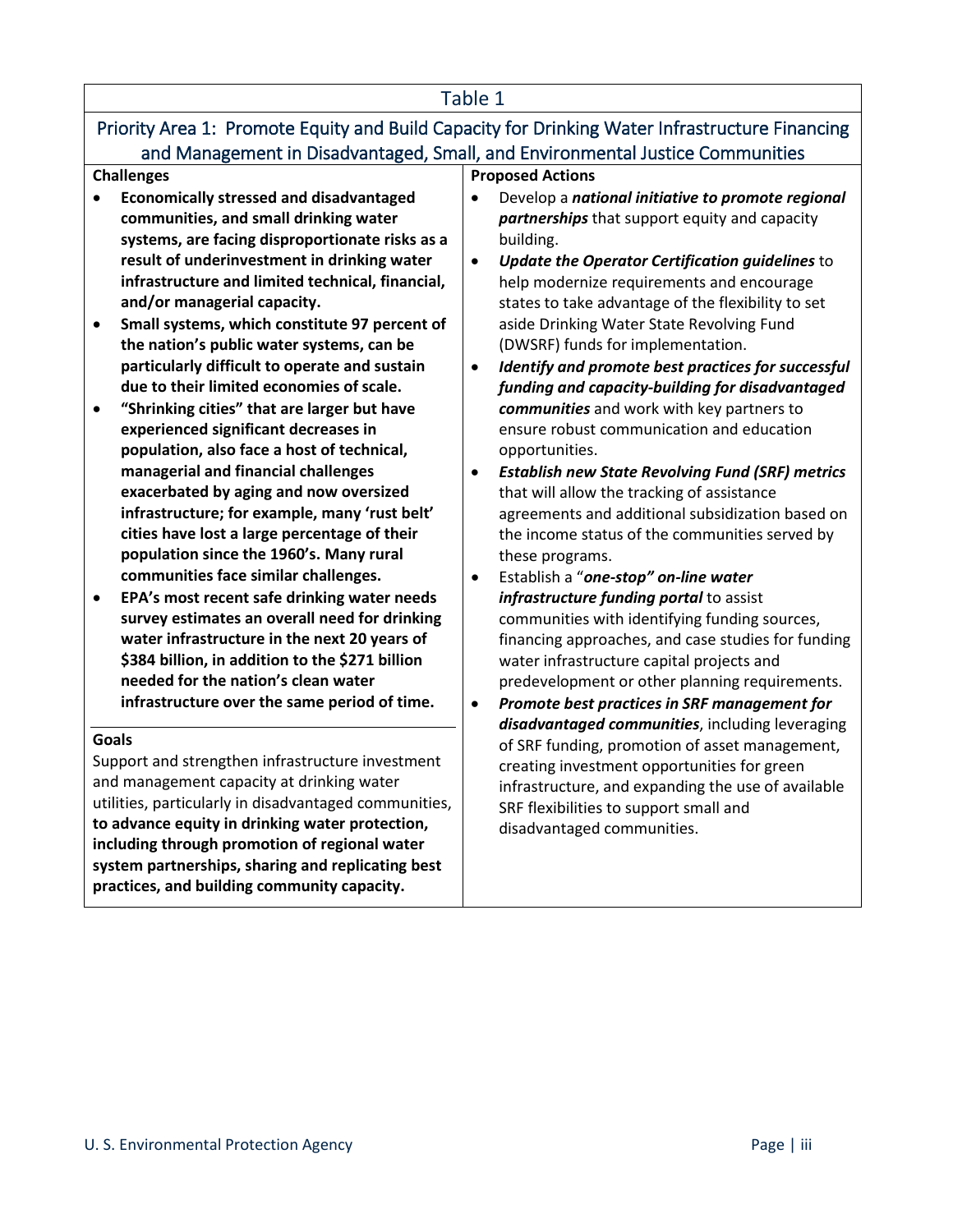## Table 1

### Priority Area 1: Promote Equity and Build Capacity for Drinking Water Infrastructure Financing and Management in Disadvantaged, Small, and Environmental Justice Communities

**Challenges**

- **Economically stressed and disadvantaged communities, and small drinking water systems, are facing disproportionate risks as a result of underinvestment in drinking water infrastructure and limited technical, financial, and/or managerial capacity.**
- **Small systems, which constitute 97 percent of the nation's public water systems, can be particularly difficult to operate and sustain due to their limited economies of scale.**
- **"Shrinking cities" that are larger but have experienced significant decreases in population, also face a host of technical, managerial and financial challenges exacerbated by aging and now oversized infrastructure; for example, many 'rust belt' cities have lost a large percentage of their population since the 1960's. Many rural communities face similar challenges.**
- **EPA's most recent safe drinking water needs survey estimates an overall need for drinking water infrastructure in the next 20 years of $384 billion, in addition to the $271 billion needed for the nation's clean water infrastructure over the same period of time.**

**Goals**

Support and strengthen infrastructure investment and management capacity at drinking water utilities, particularly in disadvantaged communities, **to advance equity in drinking water protection, including through promotion of regional water system partnerships, sharing and replicating best practices, and building community capacity.**

**Proposed Actions**

- Develop a ***national initiative to promote regional partnerships*** that support equity and capacity building.
- ***Update the Operator Certification guidelines*** to help modernize requirements and encourage states to take advantage of the flexibility to set aside Drinking Water State Revolving Fund (DWSRF) funds for implementation.
- ***Identify and promote best practices for successful funding and capacity-building for disadvantaged communities*** and work with key partners to ensure robust communication and education opportunities.
- ***Establish new State Revolving Fund (SRF) metrics*** that will allow the tracking of assistance agreements and additional subsidization based on the income status of the communities served by these programs.
- Establish a "***one-stop" on-line water infrastructure funding portal*** to assist communities with identifying funding sources, financing approaches, and case studies for funding water infrastructure capital projects and predevelopment or other planning requirements.
- ***Promote best practices in SRF management for disadvantaged communities***, including leveraging of SRF funding, promotion of asset management, creating investment opportunities for green infrastructure, and expanding the use of available SRF flexibilities to support small and disadvantaged communities.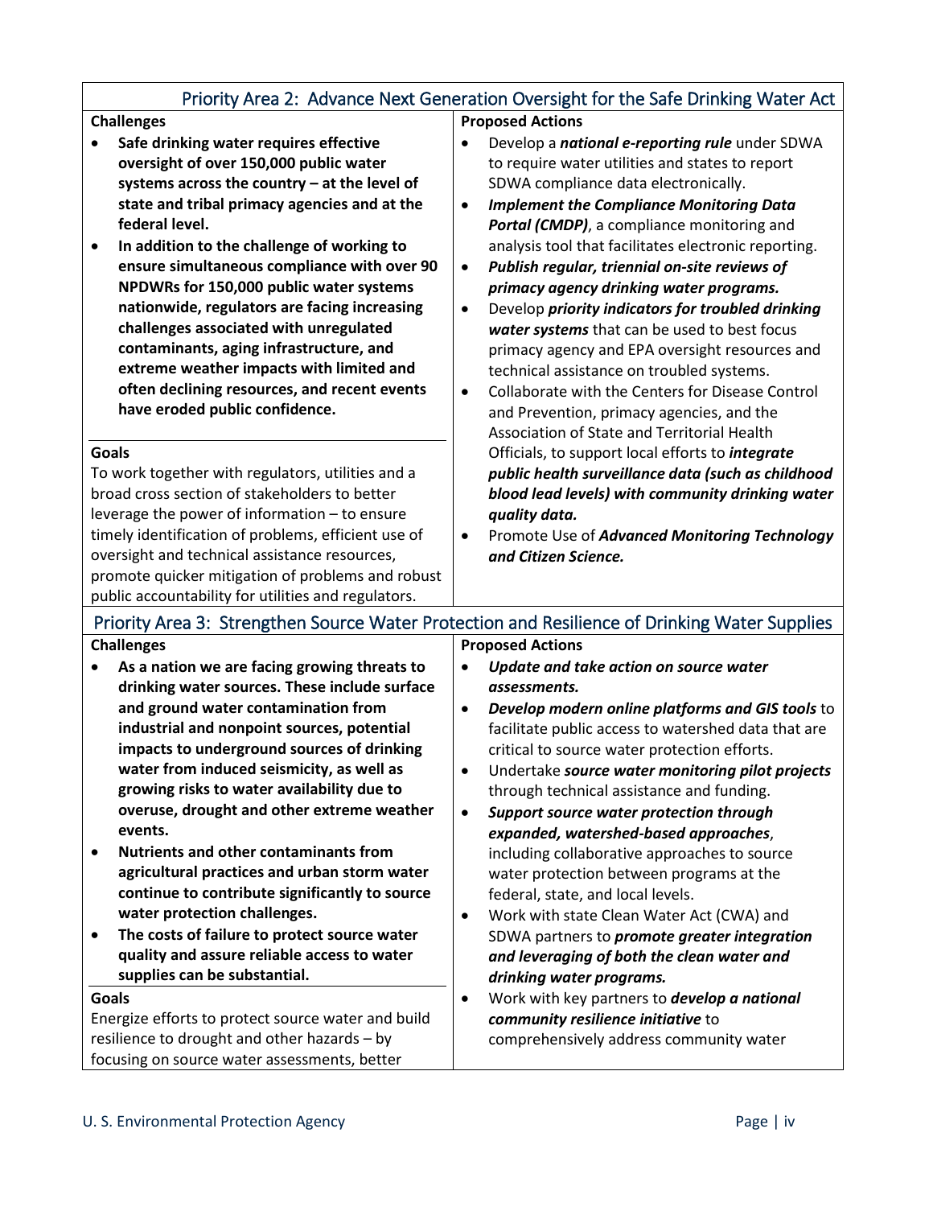## Priority Area 2: Advance Next Generation Oversight for the Safe Drinking Water Act

### Challenges

- **Safe drinking water requires effective oversight of over 150,000 public water systems across the country – at the level of state and tribal primacy agencies and at the federal level.**
- **In addition to the challenge of working to ensure simultaneous compliance with over 90 NPDWRs for 150,000 public water systems nationwide, regulators are facing increasing challenges associated with unregulated contaminants, aging infrastructure, and extreme weather impacts with limited and often declining resources, and recent events have eroded public confidence.**

### Goals

To work together with regulators, utilities and a broad cross section of stakeholders to better leverage the power of information – to ensure timely identification of problems, efficient use of oversight and technical assistance resources, promote quicker mitigation of problems and robust public accountability for utilities and regulators.

### Proposed Actions

- Develop a ***national e-reporting rule*** under SDWA to require water utilities and states to report SDWA compliance data electronically.
- ***Implement the Compliance Monitoring Data Portal (CMDP)***, a compliance monitoring and analysis tool that facilitates electronic reporting.
- ***Publish regular, triennial on-site reviews of primacy agency drinking water programs.***
- Develop ***priority indicators for troubled drinking water systems*** that can be used to best focus primacy agency and EPA oversight resources and technical assistance on troubled systems.
- Collaborate with the Centers for Disease Control and Prevention, primacy agencies, and the Association of State and Territorial Health Officials, to support local efforts to ***integrate public health surveillance data (such as childhood blood lead levels) with community drinking water quality data.***
- Promote Use of ***Advanced Monitoring Technology and Citizen Science.***

## Priority Area 3: Strengthen Source Water Protection and Resilience of Drinking Water Supplies

### Challenges

- **As a nation we are facing growing threats to drinking water sources. These include surface and ground water contamination from industrial and nonpoint sources, potential impacts to underground sources of drinking water from induced seismicity, as well as growing risks to water availability due to overuse, drought and other extreme weather events.**
- **Nutrients and other contaminants from agricultural practices and urban storm water continue to contribute significantly to source water protection challenges.**
- **The costs of failure to protect source water quality and assure reliable access to water supplies can be substantial.**

### Goals

Energize efforts to protect source water and build resilience to drought and other hazards – by focusing on source water assessments, better

### Proposed Actions

- ***Update and take action on source water assessments.***
- ***Develop modern online platforms and GIS tools*** to facilitate public access to watershed data that are critical to source water protection efforts.
- Undertake ***source water monitoring pilot projects*** through technical assistance and funding.
- ***Support source water protection through expanded, watershed-based approaches***, including collaborative approaches to source water protection between programs at the federal, state, and local levels.
- Work with state Clean Water Act (CWA) and SDWA partners to ***promote greater integration and leveraging of both the clean water and drinking water programs.***
- Work with key partners to ***develop a national community resilience initiative*** to comprehensively address community water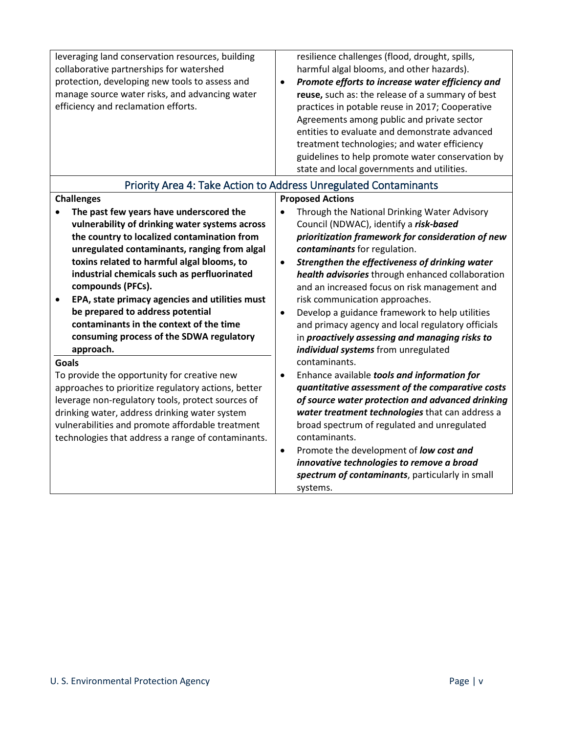| | |
|---|---|
| leveraging land conservation resources, building collaborative partnerships for watershed protection, developing new tools to assess and manage source water risks, and advancing water efficiency and reclamation efforts. | resilience challenges (flood, drought, spills, harmful algal blooms, and other hazards).<br>• ***Promote efforts to increase water efficiency and reuse,*** such as: the release of a summary of best practices in potable reuse in 2017; Cooperative Agreements among public and private sector entities to evaluate and demonstrate advanced treatment technologies; and water efficiency guidelines to help promote water conservation by state and local governments and utilities. |

## Priority Area 4: Take Action to Address Unregulated Contaminants

**Challenges**

- **The past few years have underscored the vulnerability of drinking water systems across the country to localized contamination from unregulated contaminants, ranging from algal toxins related to harmful algal blooms, to industrial chemicals such as perfluorinated compounds (PFCs).**
- **EPA, state primacy agencies and utilities must be prepared to address potential contaminants in the context of the time consuming process of the SDWA regulatory approach.**

**Goals**

To provide the opportunity for creative new approaches to prioritize regulatory actions, better leverage non-regulatory tools, protect sources of drinking water, address drinking water system vulnerabilities and promote affordable treatment technologies that address a range of contaminants.

**Proposed Actions**

- Through the National Drinking Water Advisory Council (NDWAC), identify a ***risk-based prioritization framework for consideration of new contaminants*** for regulation.
- ***Strengthen the effectiveness of drinking water health advisories*** through enhanced collaboration and an increased focus on risk management and risk communication approaches.
- Develop a guidance framework to help utilities and primacy agency and local regulatory officials in ***proactively assessing and managing risks to individual systems*** from unregulated contaminants.
- Enhance available ***tools and information for quantitative assessment of the comparative costs of source water protection and advanced drinking water treatment technologies*** that can address a broad spectrum of regulated and unregulated contaminants.
- Promote the development of ***low cost and innovative technologies to remove a broad spectrum of contaminants***, particularly in small systems.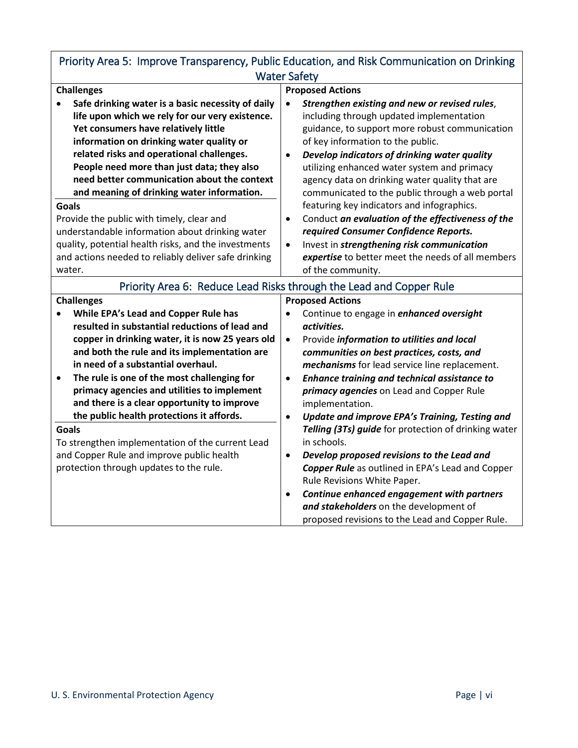## Priority Area 5: Improve Transparency, Public Education, and Risk Communication on Drinking Water Safety

| Challenges | Proposed Actions |
|---|---|
| • **Safe drinking water is a basic necessity of daily life upon which we rely for our very existence. Yet consumers have relatively little information on drinking water quality or related risks and operational challenges. People need more than just data; they also need better communication about the context and meaning of drinking water information.**<br><br>**Goals**<br>Provide the public with timely, clear and understandable information about drinking water quality, potential health risks, and the investments and actions needed to reliably deliver safe drinking water. | • ***Strengthen existing and new or revised rules***, including through updated implementation guidance, to support more robust communication of key information to the public.<br>• ***Develop indicators of drinking water quality*** utilizing enhanced water system and primacy agency data on drinking water quality that are communicated to the public through a web portal featuring key indicators and infographics.<br>• Conduct ***an evaluation of the effectiveness of the required Consumer Confidence Reports.***<br>• Invest in ***strengthening risk communication expertise*** to better meet the needs of all members of the community. |

## Priority Area 6: Reduce Lead Risks through the Lead and Copper Rule

| Challenges | Proposed Actions |
|---|---|
| • **While EPA's Lead and Copper Rule has resulted in substantial reductions of lead and copper in drinking water, it is now 25 years old and both the rule and its implementation are in need of a substantial overhaul.**<br>• **The rule is one of the most challenging for primacy agencies and utilities to implement and there is a clear opportunity to improve the public health protections it affords.**<br><br>**Goals**<br>To strengthen implementation of the current Lead and Copper Rule and improve public health protection through updates to the rule. | • Continue to engage in ***enhanced oversight activities.***<br>• Provide ***information to utilities and local communities on best practices, costs, and mechanisms*** for lead service line replacement.<br>• ***Enhance training and technical assistance to primacy agencies*** on Lead and Copper Rule implementation.<br>• ***Update and improve EPA's Training, Testing and Telling (3Ts) guide*** for protection of drinking water in schools.<br>• ***Develop proposed revisions to the Lead and Copper Rule*** as outlined in EPA's Lead and Copper Rule Revisions White Paper.<br>• ***Continue enhanced engagement with partners and stakeholders*** on the development of proposed revisions to the Lead and Copper Rule. |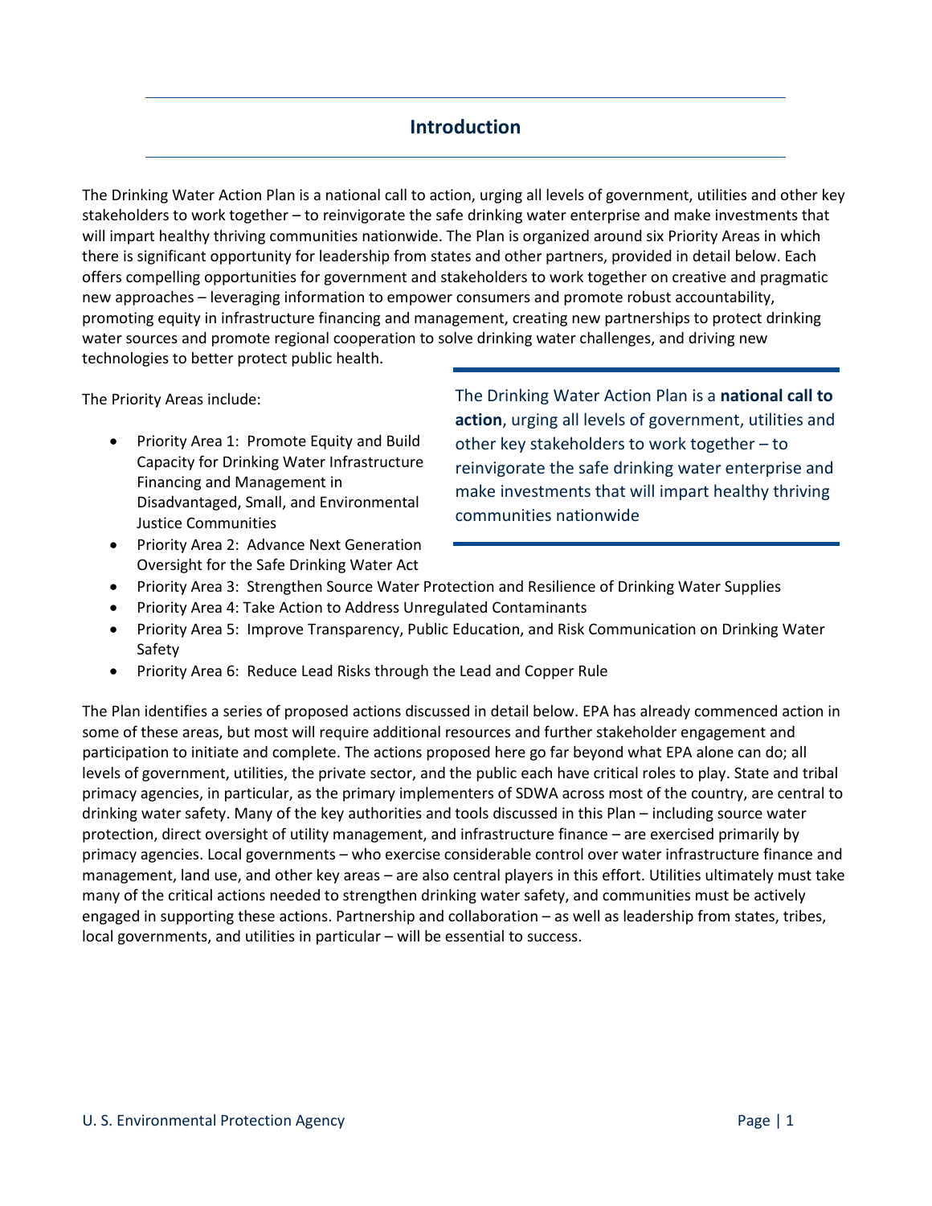## Introduction

The Drinking Water Action Plan is a national call to action, urging all levels of government, utilities and other key stakeholders to work together – to reinvigorate the safe drinking water enterprise and make investments that will impart healthy thriving communities nationwide. The Plan is organized around six Priority Areas in which there is significant opportunity for leadership from states and other partners, provided in detail below. Each offers compelling opportunities for government and stakeholders to work together on creative and pragmatic new approaches – leveraging information to empower consumers and promote robust accountability, promoting equity in infrastructure financing and management, creating new partnerships to protect drinking water sources and promote regional cooperation to solve drinking water challenges, and driving new technologies to better protect public health.

> The Drinking Water Action Plan is a **national call to action**, urging all levels of government, utilities and other key stakeholders to work together – to reinvigorate the safe drinking water enterprise and make investments that will impart healthy thriving communities nationwide

The Priority Areas include:

- Priority Area 1: Promote Equity and Build Capacity for Drinking Water Infrastructure Financing and Management in Disadvantaged, Small, and Environmental Justice Communities
- Priority Area 2: Advance Next Generation Oversight for the Safe Drinking Water Act
- Priority Area 3: Strengthen Source Water Protection and Resilience of Drinking Water Supplies
- Priority Area 4: Take Action to Address Unregulated Contaminants
- Priority Area 5: Improve Transparency, Public Education, and Risk Communication on Drinking Water Safety
- Priority Area 6: Reduce Lead Risks through the Lead and Copper Rule

The Plan identifies a series of proposed actions discussed in detail below. EPA has already commenced action in some of these areas, but most will require additional resources and further stakeholder engagement and participation to initiate and complete. The actions proposed here go far beyond what EPA alone can do; all levels of government, utilities, the private sector, and the public each have critical roles to play. State and tribal primacy agencies, in particular, as the primary implementers of SDWA across most of the country, are central to drinking water safety. Many of the key authorities and tools discussed in this Plan – including source water protection, direct oversight of utility management, and infrastructure finance – are exercised primarily by primacy agencies. Local governments – who exercise considerable control over water infrastructure finance and management, land use, and other key areas – are also central players in this effort. Utilities ultimately must take many of the critical actions needed to strengthen drinking water safety, and communities must be actively engaged in supporting these actions. Partnership and collaboration – as well as leadership from states, tribes, local governments, and utilities in particular – will be essential to success.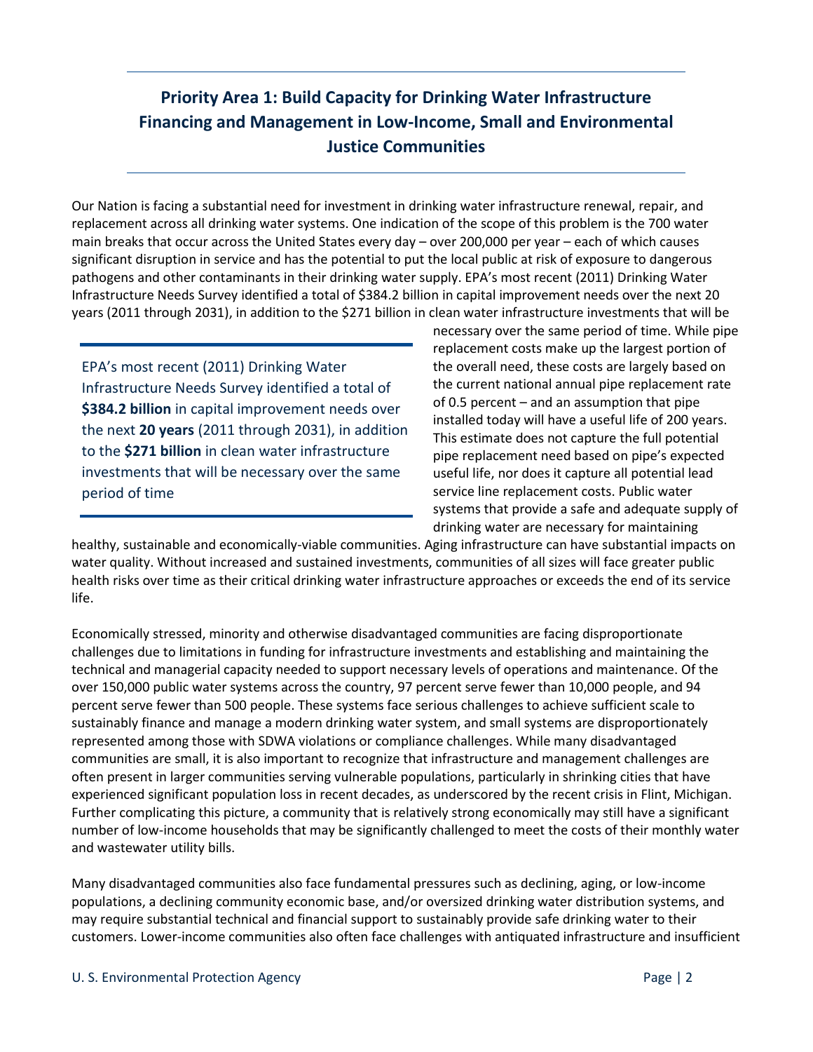## Priority Area 1: Build Capacity for Drinking Water Infrastructure Financing and Management in Low-Income, Small and Environmental Justice Communities

Our Nation is facing a substantial need for investment in drinking water infrastructure renewal, repair, and replacement across all drinking water systems. One indication of the scope of this problem is the 700 water main breaks that occur across the United States every day – over 200,000 per year – each of which causes significant disruption in service and has the potential to put the local public at risk of exposure to dangerous pathogens and other contaminants in their drinking water supply. EPA's most recent (2011) Drinking Water Infrastructure Needs Survey identified a total of $384.2 billion in capital improvement needs over the next 20 years (2011 through 2031), in addition to the $271 billion in clean water infrastructure investments that will be necessary over the same period of time. While pipe replacement costs make up the largest portion of the overall need, these costs are largely based on the current national annual pipe replacement rate of 0.5 percent – and an assumption that pipe installed today will have a useful life of 200 years. This estimate does not capture the full potential pipe replacement need based on pipe's expected useful life, nor does it capture all potential lead service line replacement costs. Public water systems that provide a safe and adequate supply of drinking water are necessary for maintaining healthy, sustainable and economically-viable communities. Aging infrastructure can have substantial impacts on water quality. Without increased and sustained investments, communities of all sizes will face greater public health risks over time as their critical drinking water infrastructure approaches or exceeds the end of its service life.

> EPA's most recent (2011) Drinking Water Infrastructure Needs Survey identified a total of **$384.2 billion** in capital improvement needs over the next **20 years** (2011 through 2031), in addition to the **$271 billion** in clean water infrastructure investments that will be necessary over the same period of time

Economically stressed, minority and otherwise disadvantaged communities are facing disproportionate challenges due to limitations in funding for infrastructure investments and establishing and maintaining the technical and managerial capacity needed to support necessary levels of operations and maintenance. Of the over 150,000 public water systems across the country, 97 percent serve fewer than 10,000 people, and 94 percent serve fewer than 500 people. These systems face serious challenges to achieve sufficient scale to sustainably finance and manage a modern drinking water system, and small systems are disproportionately represented among those with SDWA violations or compliance challenges. While many disadvantaged communities are small, it is also important to recognize that infrastructure and management challenges are often present in larger communities serving vulnerable populations, particularly in shrinking cities that have experienced significant population loss in recent decades, as underscored by the recent crisis in Flint, Michigan. Further complicating this picture, a community that is relatively strong economically may still have a significant number of low-income households that may be significantly challenged to meet the costs of their monthly water and wastewater utility bills.

Many disadvantaged communities also face fundamental pressures such as declining, aging, or low-income populations, a declining community economic base, and/or oversized drinking water distribution systems, and may require substantial technical and financial support to sustainably provide safe drinking water to their customers. Lower-income communities also often face challenges with antiquated infrastructure and insufficient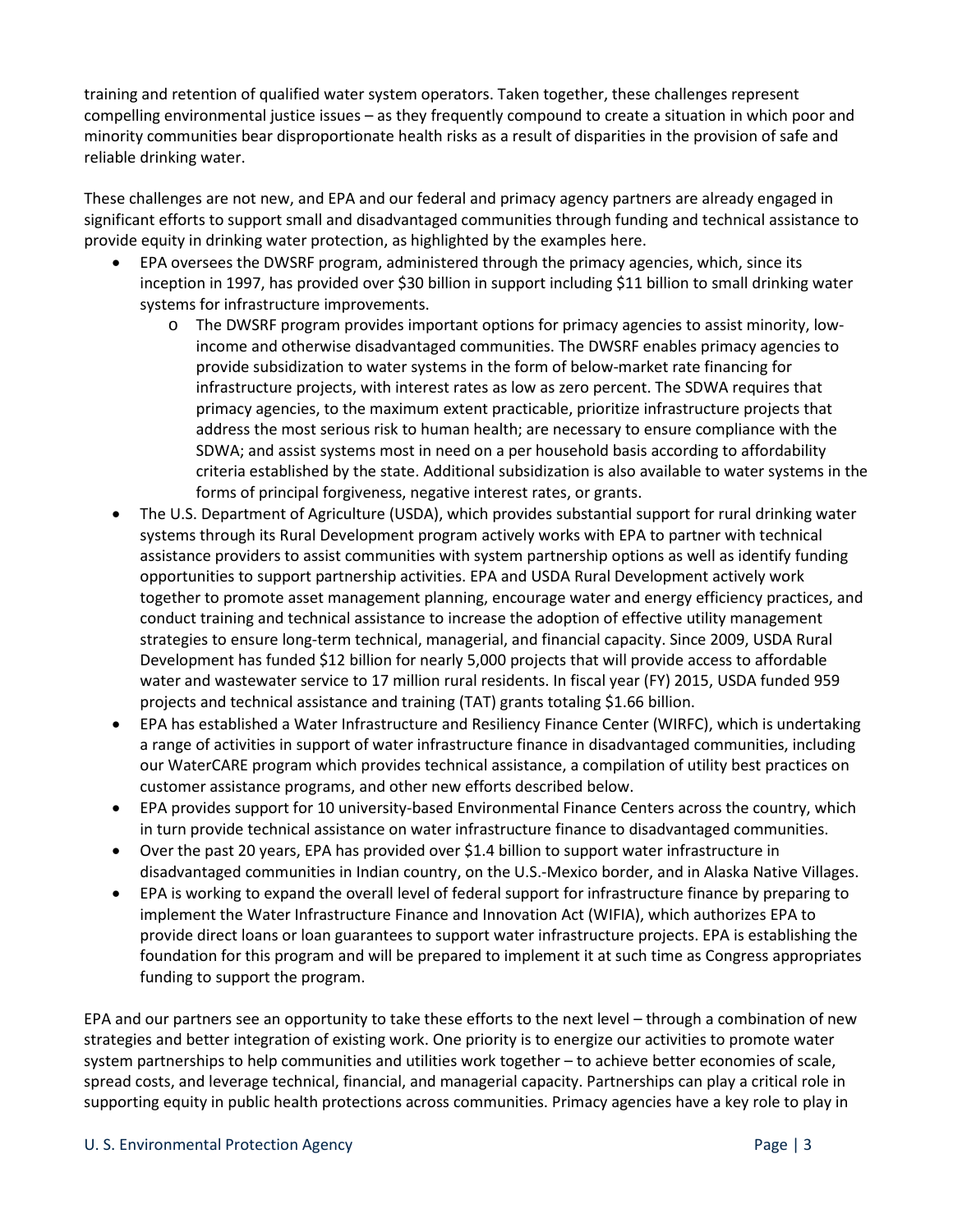training and retention of qualified water system operators. Taken together, these challenges represent compelling environmental justice issues – as they frequently compound to create a situation in which poor and minority communities bear disproportionate health risks as a result of disparities in the provision of safe and reliable drinking water.

These challenges are not new, and EPA and our federal and primacy agency partners are already engaged in significant efforts to support small and disadvantaged communities through funding and technical assistance to provide equity in drinking water protection, as highlighted by the examples here.

- EPA oversees the DWSRF program, administered through the primacy agencies, which, since its inception in 1997, has provided over $30 billion in support including $11 billion to small drinking water systems for infrastructure improvements.
  - The DWSRF program provides important options for primacy agencies to assist minority, low-income and otherwise disadvantaged communities. The DWSRF enables primacy agencies to provide subsidization to water systems in the form of below-market rate financing for infrastructure projects, with interest rates as low as zero percent. The SDWA requires that primacy agencies, to the maximum extent practicable, prioritize infrastructure projects that address the most serious risk to human health; are necessary to ensure compliance with the SDWA; and assist systems most in need on a per household basis according to affordability criteria established by the state. Additional subsidization is also available to water systems in the forms of principal forgiveness, negative interest rates, or grants.
- The U.S. Department of Agriculture (USDA), which provides substantial support for rural drinking water systems through its Rural Development program actively works with EPA to partner with technical assistance providers to assist communities with system partnership options as well as identify funding opportunities to support partnership activities. EPA and USDA Rural Development actively work together to promote asset management planning, encourage water and energy efficiency practices, and conduct training and technical assistance to increase the adoption of effective utility management strategies to ensure long-term technical, managerial, and financial capacity. Since 2009, USDA Rural Development has funded $12 billion for nearly 5,000 projects that will provide access to affordable water and wastewater service to 17 million rural residents. In fiscal year (FY) 2015, USDA funded 959 projects and technical assistance and training (TAT) grants totaling $1.66 billion.
- EPA has established a Water Infrastructure and Resiliency Finance Center (WIRFC), which is undertaking a range of activities in support of water infrastructure finance in disadvantaged communities, including our WaterCARE program which provides technical assistance, a compilation of utility best practices on customer assistance programs, and other new efforts described below.
- EPA provides support for 10 university-based Environmental Finance Centers across the country, which in turn provide technical assistance on water infrastructure finance to disadvantaged communities.
- Over the past 20 years, EPA has provided over $1.4 billion to support water infrastructure in disadvantaged communities in Indian country, on the U.S.-Mexico border, and in Alaska Native Villages.
- EPA is working to expand the overall level of federal support for infrastructure finance by preparing to implement the Water Infrastructure Finance and Innovation Act (WIFIA), which authorizes EPA to provide direct loans or loan guarantees to support water infrastructure projects. EPA is establishing the foundation for this program and will be prepared to implement it at such time as Congress appropriates funding to support the program.

EPA and our partners see an opportunity to take these efforts to the next level – through a combination of new strategies and better integration of existing work. One priority is to energize our activities to promote water system partnerships to help communities and utilities work together – to achieve better economies of scale, spread costs, and leverage technical, financial, and managerial capacity. Partnerships can play a critical role in supporting equity in public health protections across communities. Primacy agencies have a key role to play in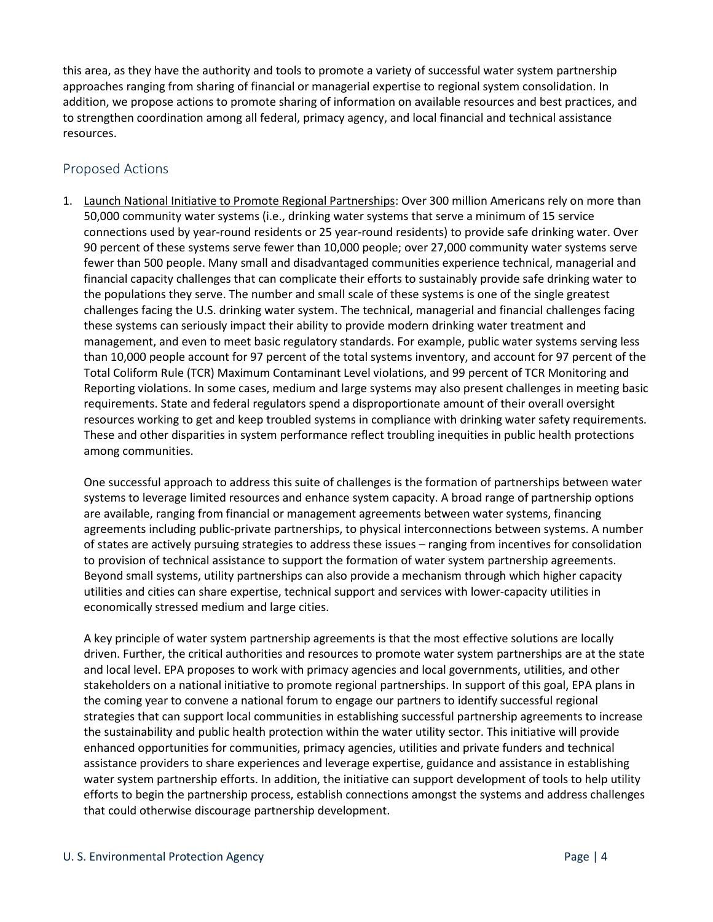this area, as they have the authority and tools to promote a variety of successful water system partnership approaches ranging from sharing of financial or managerial expertise to regional system consolidation. In addition, we propose actions to promote sharing of information on available resources and best practices, and to strengthen coordination among all federal, primacy agency, and local financial and technical assistance resources.

## Proposed Actions

1. Launch National Initiative to Promote Regional Partnerships: Over 300 million Americans rely on more than 50,000 community water systems (i.e., drinking water systems that serve a minimum of 15 service connections used by year-round residents or 25 year-round residents) to provide safe drinking water. Over 90 percent of these systems serve fewer than 10,000 people; over 27,000 community water systems serve fewer than 500 people. Many small and disadvantaged communities experience technical, managerial and financial capacity challenges that can complicate their efforts to sustainably provide safe drinking water to the populations they serve. The number and small scale of these systems is one of the single greatest challenges facing the U.S. drinking water system. The technical, managerial and financial challenges facing these systems can seriously impact their ability to provide modern drinking water treatment and management, and even to meet basic regulatory standards. For example, public water systems serving less than 10,000 people account for 97 percent of the total systems inventory, and account for 97 percent of the Total Coliform Rule (TCR) Maximum Contaminant Level violations, and 99 percent of TCR Monitoring and Reporting violations. In some cases, medium and large systems may also present challenges in meeting basic requirements. State and federal regulators spend a disproportionate amount of their overall oversight resources working to get and keep troubled systems in compliance with drinking water safety requirements. These and other disparities in system performance reflect troubling inequities in public health protections among communities.

   One successful approach to address this suite of challenges is the formation of partnerships between water systems to leverage limited resources and enhance system capacity. A broad range of partnership options are available, ranging from financial or management agreements between water systems, financing agreements including public-private partnerships, to physical interconnections between systems. A number of states are actively pursuing strategies to address these issues – ranging from incentives for consolidation to provision of technical assistance to support the formation of water system partnership agreements. Beyond small systems, utility partnerships can also provide a mechanism through which higher capacity utilities and cities can share expertise, technical support and services with lower-capacity utilities in economically stressed medium and large cities.

   A key principle of water system partnership agreements is that the most effective solutions are locally driven. Further, the critical authorities and resources to promote water system partnerships are at the state and local level. EPA proposes to work with primacy agencies and local governments, utilities, and other stakeholders on a national initiative to promote regional partnerships. In support of this goal, EPA plans in the coming year to convene a national forum to engage our partners to identify successful regional strategies that can support local communities in establishing successful partnership agreements to increase the sustainability and public health protection within the water utility sector. This initiative will provide enhanced opportunities for communities, primacy agencies, utilities and private funders and technical assistance providers to share experiences and leverage expertise, guidance and assistance in establishing water system partnership efforts. In addition, the initiative can support development of tools to help utility efforts to begin the partnership process, establish connections amongst the systems and address challenges that could otherwise discourage partnership development.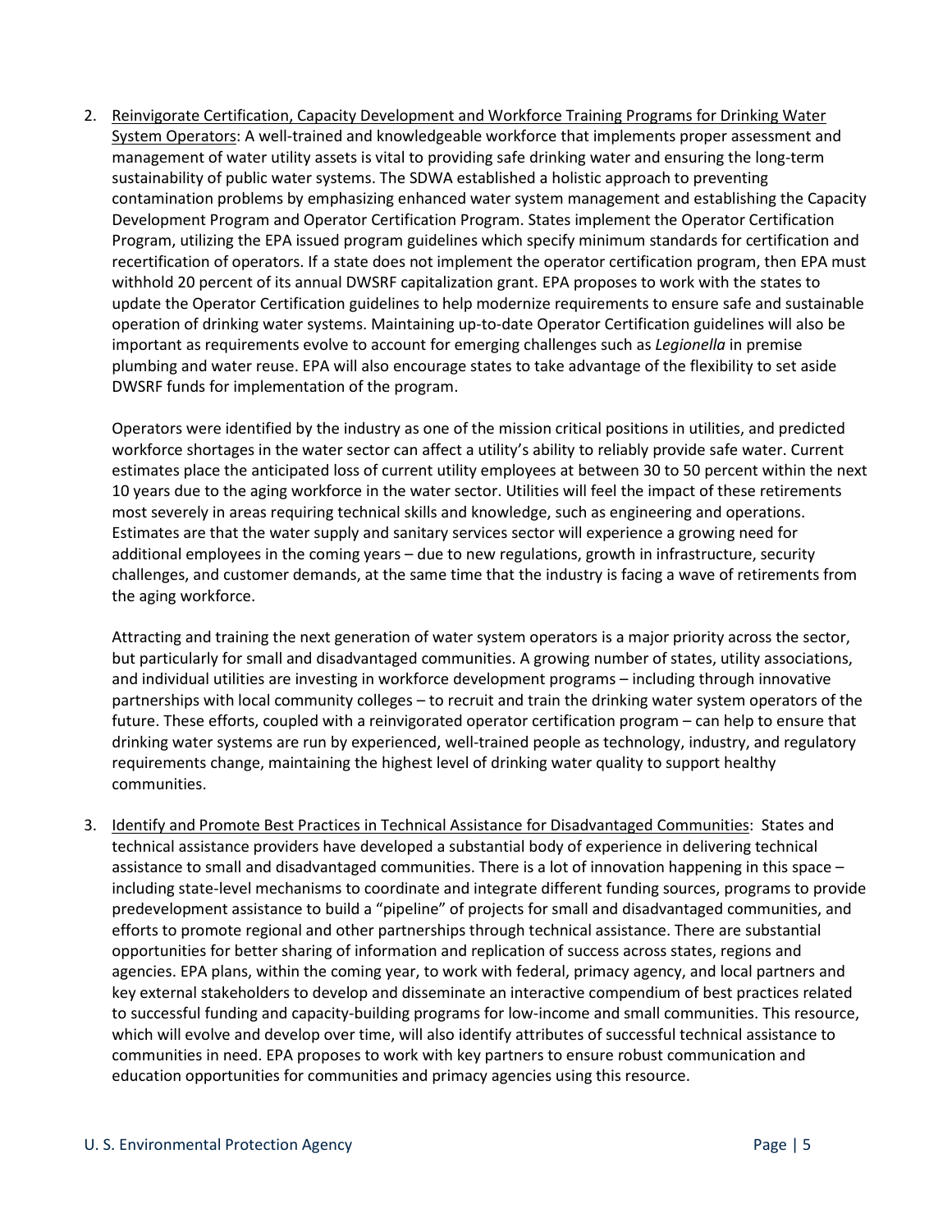2. <u>Reinvigorate Certification, Capacity Development and Workforce Training Programs for Drinking Water System Operators</u>: A well-trained and knowledgeable workforce that implements proper assessment and management of water utility assets is vital to providing safe drinking water and ensuring the long-term sustainability of public water systems. The SDWA established a holistic approach to preventing contamination problems by emphasizing enhanced water system management and establishing the Capacity Development Program and Operator Certification Program. States implement the Operator Certification Program, utilizing the EPA issued program guidelines which specify minimum standards for certification and recertification of operators. If a state does not implement the operator certification program, then EPA must withhold 20 percent of its annual DWSRF capitalization grant. EPA proposes to work with the states to update the Operator Certification guidelines to help modernize requirements to ensure safe and sustainable operation of drinking water systems. Maintaining up-to-date Operator Certification guidelines will also be important as requirements evolve to account for emerging challenges such as *Legionella* in premise plumbing and water reuse. EPA will also encourage states to take advantage of the flexibility to set aside DWSRF funds for implementation of the program.

   Operators were identified by the industry as one of the mission critical positions in utilities, and predicted workforce shortages in the water sector can affect a utility's ability to reliably provide safe water. Current estimates place the anticipated loss of current utility employees at between 30 to 50 percent within the next 10 years due to the aging workforce in the water sector. Utilities will feel the impact of these retirements most severely in areas requiring technical skills and knowledge, such as engineering and operations. Estimates are that the water supply and sanitary services sector will experience a growing need for additional employees in the coming years – due to new regulations, growth in infrastructure, security challenges, and customer demands, at the same time that the industry is facing a wave of retirements from the aging workforce.

   Attracting and training the next generation of water system operators is a major priority across the sector, but particularly for small and disadvantaged communities. A growing number of states, utility associations, and individual utilities are investing in workforce development programs – including through innovative partnerships with local community colleges – to recruit and train the drinking water system operators of the future. These efforts, coupled with a reinvigorated operator certification program – can help to ensure that drinking water systems are run by experienced, well-trained people as technology, industry, and regulatory requirements change, maintaining the highest level of drinking water quality to support healthy communities.

3. <u>Identify and Promote Best Practices in Technical Assistance for Disadvantaged Communities</u>: States and technical assistance providers have developed a substantial body of experience in delivering technical assistance to small and disadvantaged communities. There is a lot of innovation happening in this space – including state-level mechanisms to coordinate and integrate different funding sources, programs to provide predevelopment assistance to build a "pipeline" of projects for small and disadvantaged communities, and efforts to promote regional and other partnerships through technical assistance. There are substantial opportunities for better sharing of information and replication of success across states, regions and agencies. EPA plans, within the coming year, to work with federal, primacy agency, and local partners and key external stakeholders to develop and disseminate an interactive compendium of best practices related to successful funding and capacity-building programs for low-income and small communities. This resource, which will evolve and develop over time, will also identify attributes of successful technical assistance to communities in need. EPA proposes to work with key partners to ensure robust communication and education opportunities for communities and primacy agencies using this resource.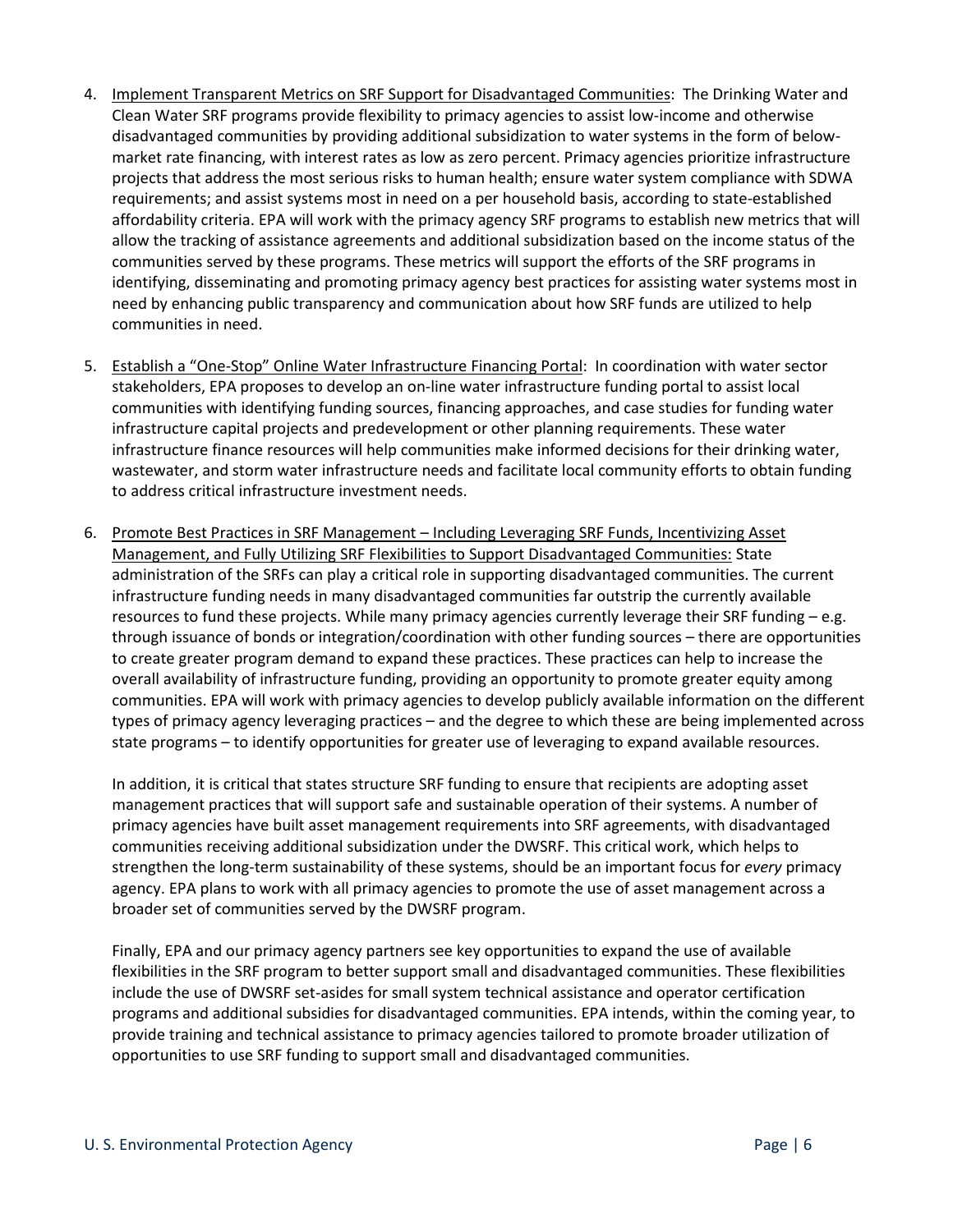4. Implement Transparent Metrics on SRF Support for Disadvantaged Communities: The Drinking Water and Clean Water SRF programs provide flexibility to primacy agencies to assist low-income and otherwise disadvantaged communities by providing additional subsidization to water systems in the form of below-market rate financing, with interest rates as low as zero percent. Primacy agencies prioritize infrastructure projects that address the most serious risks to human health; ensure water system compliance with SDWA requirements; and assist systems most in need on a per household basis, according to state-established affordability criteria. EPA will work with the primacy agency SRF programs to establish new metrics that will allow the tracking of assistance agreements and additional subsidization based on the income status of the communities served by these programs. These metrics will support the efforts of the SRF programs in identifying, disseminating and promoting primacy agency best practices for assisting water systems most in need by enhancing public transparency and communication about how SRF funds are utilized to help communities in need.

5. Establish a "One-Stop" Online Water Infrastructure Financing Portal: In coordination with water sector stakeholders, EPA proposes to develop an on-line water infrastructure funding portal to assist local communities with identifying funding sources, financing approaches, and case studies for funding water infrastructure capital projects and predevelopment or other planning requirements. These water infrastructure finance resources will help communities make informed decisions for their drinking water, wastewater, and storm water infrastructure needs and facilitate local community efforts to obtain funding to address critical infrastructure investment needs.

6. Promote Best Practices in SRF Management – Including Leveraging SRF Funds, Incentivizing Asset Management, and Fully Utilizing SRF Flexibilities to Support Disadvantaged Communities: State administration of the SRFs can play a critical role in supporting disadvantaged communities. The current infrastructure funding needs in many disadvantaged communities far outstrip the currently available resources to fund these projects. While many primacy agencies currently leverage their SRF funding – e.g. through issuance of bonds or integration/coordination with other funding sources – there are opportunities to create greater program demand to expand these practices. These practices can help to increase the overall availability of infrastructure funding, providing an opportunity to promote greater equity among communities. EPA will work with primacy agencies to develop publicly available information on the different types of primacy agency leveraging practices – and the degree to which these are being implemented across state programs – to identify opportunities for greater use of leveraging to expand available resources.

   In addition, it is critical that states structure SRF funding to ensure that recipients are adopting asset management practices that will support safe and sustainable operation of their systems. A number of primacy agencies have built asset management requirements into SRF agreements, with disadvantaged communities receiving additional subsidization under the DWSRF. This critical work, which helps to strengthen the long-term sustainability of these systems, should be an important focus for *every* primacy agency. EPA plans to work with all primacy agencies to promote the use of asset management across a broader set of communities served by the DWSRF program.

   Finally, EPA and our primacy agency partners see key opportunities to expand the use of available flexibilities in the SRF program to better support small and disadvantaged communities. These flexibilities include the use of DWSRF set-asides for small system technical assistance and operator certification programs and additional subsidies for disadvantaged communities. EPA intends, within the coming year, to provide training and technical assistance to primacy agencies tailored to promote broader utilization of opportunities to use SRF funding to support small and disadvantaged communities.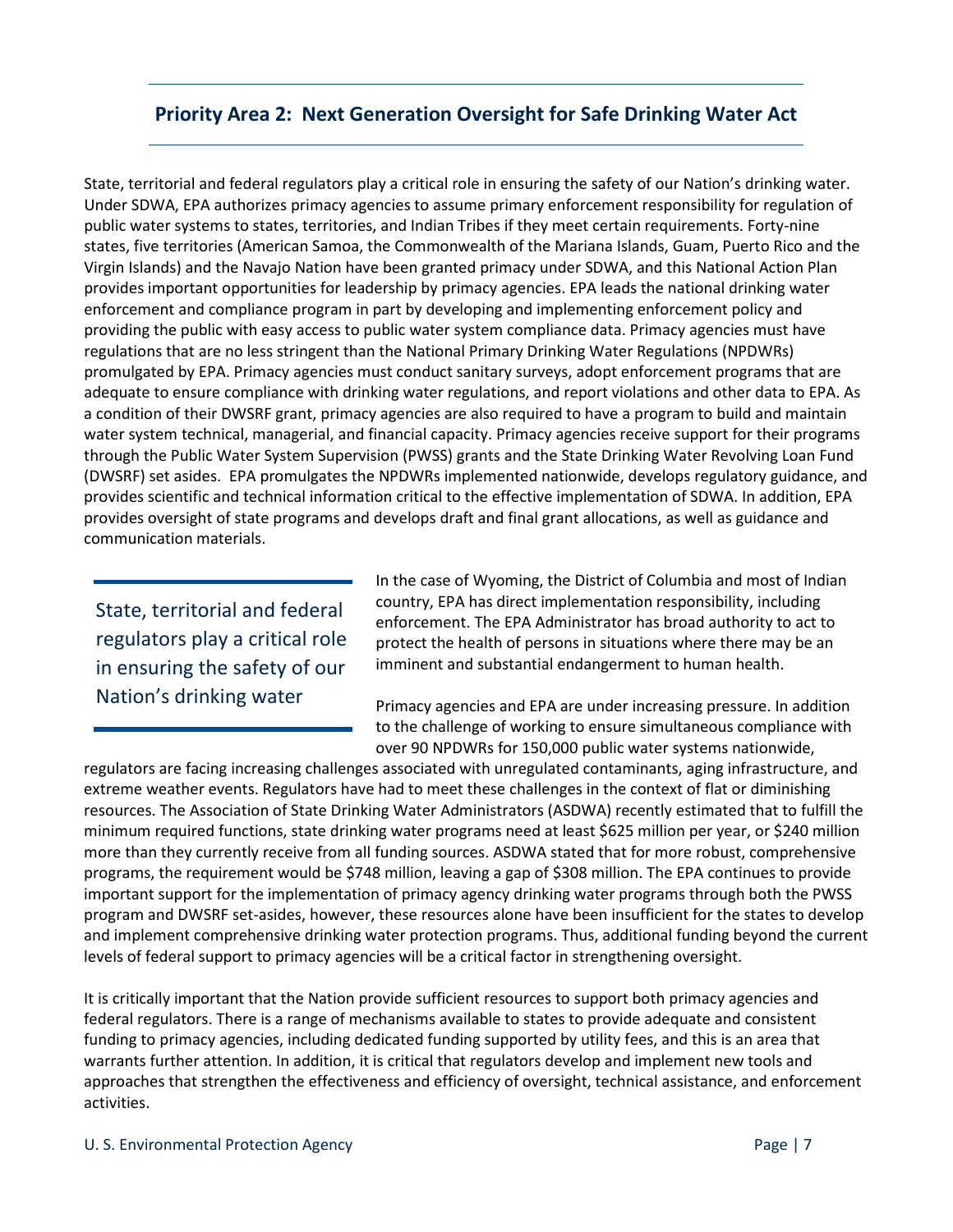## Priority Area 2: Next Generation Oversight for Safe Drinking Water Act

State, territorial and federal regulators play a critical role in ensuring the safety of our Nation's drinking water. Under SDWA, EPA authorizes primacy agencies to assume primary enforcement responsibility for regulation of public water systems to states, territories, and Indian Tribes if they meet certain requirements. Forty-nine states, five territories (American Samoa, the Commonwealth of the Mariana Islands, Guam, Puerto Rico and the Virgin Islands) and the Navajo Nation have been granted primacy under SDWA, and this National Action Plan provides important opportunities for leadership by primacy agencies. EPA leads the national drinking water enforcement and compliance program in part by developing and implementing enforcement policy and providing the public with easy access to public water system compliance data. Primacy agencies must have regulations that are no less stringent than the National Primary Drinking Water Regulations (NPDWRs) promulgated by EPA. Primacy agencies must conduct sanitary surveys, adopt enforcement programs that are adequate to ensure compliance with drinking water regulations, and report violations and other data to EPA. As a condition of their DWSRF grant, primacy agencies are also required to have a program to build and maintain water system technical, managerial, and financial capacity. Primacy agencies receive support for their programs through the Public Water System Supervision (PWSS) grants and the State Drinking Water Revolving Loan Fund (DWSRF) set asides. EPA promulgates the NPDWRs implemented nationwide, develops regulatory guidance, and provides scientific and technical information critical to the effective implementation of SDWA. In addition, EPA provides oversight of state programs and develops draft and final grant allocations, as well as guidance and communication materials.

> State, territorial and federal regulators play a critical role in ensuring the safety of our Nation's drinking water

In the case of Wyoming, the District of Columbia and most of Indian country, EPA has direct implementation responsibility, including enforcement. The EPA Administrator has broad authority to act to protect the health of persons in situations where there may be an imminent and substantial endangerment to human health.

Primacy agencies and EPA are under increasing pressure. In addition to the challenge of working to ensure simultaneous compliance with over 90 NPDWRs for 150,000 public water systems nationwide, regulators are facing increasing challenges associated with unregulated contaminants, aging infrastructure, and extreme weather events. Regulators have had to meet these challenges in the context of flat or diminishing resources. The Association of State Drinking Water Administrators (ASDWA) recently estimated that to fulfill the minimum required functions, state drinking water programs need at least $625 million per year, or $240 million more than they currently receive from all funding sources. ASDWA stated that for more robust, comprehensive programs, the requirement would be $748 million, leaving a gap of $308 million. The EPA continues to provide important support for the implementation of primacy agency drinking water programs through both the PWSS program and DWSRF set-asides, however, these resources alone have been insufficient for the states to develop and implement comprehensive drinking water protection programs. Thus, additional funding beyond the current levels of federal support to primacy agencies will be a critical factor in strengthening oversight.

It is critically important that the Nation provide sufficient resources to support both primacy agencies and federal regulators. There is a range of mechanisms available to states to provide adequate and consistent funding to primacy agencies, including dedicated funding supported by utility fees, and this is an area that warrants further attention. In addition, it is critical that regulators develop and implement new tools and approaches that strengthen the effectiveness and efficiency of oversight, technical assistance, and enforcement activities.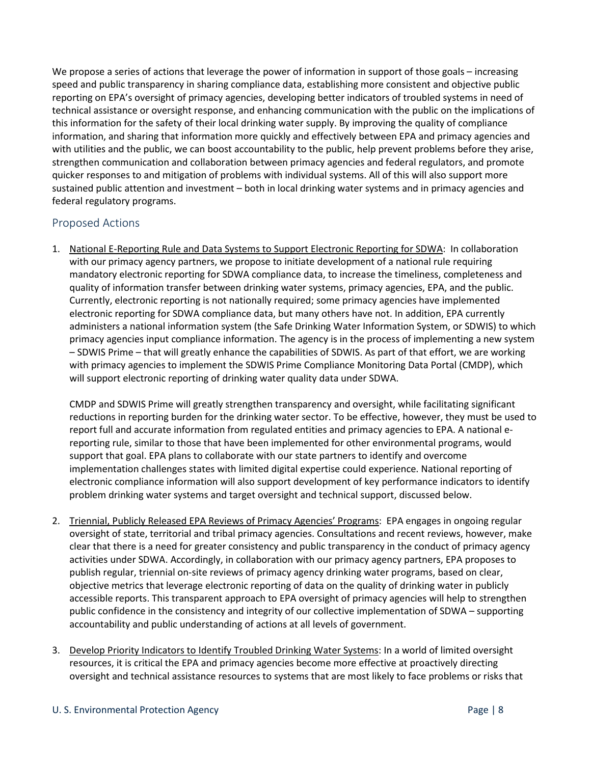We propose a series of actions that leverage the power of information in support of those goals – increasing speed and public transparency in sharing compliance data, establishing more consistent and objective public reporting on EPA's oversight of primacy agencies, developing better indicators of troubled systems in need of technical assistance or oversight response, and enhancing communication with the public on the implications of this information for the safety of their local drinking water supply. By improving the quality of compliance information, and sharing that information more quickly and effectively between EPA and primacy agencies and with utilities and the public, we can boost accountability to the public, help prevent problems before they arise, strengthen communication and collaboration between primacy agencies and federal regulators, and promote quicker responses to and mitigation of problems with individual systems. All of this will also support more sustained public attention and investment – both in local drinking water systems and in primacy agencies and federal regulatory programs.

## Proposed Actions

1. <u>National E-Reporting Rule and Data Systems to Support Electronic Reporting for SDWA</u>: In collaboration with our primacy agency partners, we propose to initiate development of a national rule requiring mandatory electronic reporting for SDWA compliance data, to increase the timeliness, completeness and quality of information transfer between drinking water systems, primacy agencies, EPA, and the public. Currently, electronic reporting is not nationally required; some primacy agencies have implemented electronic reporting for SDWA compliance data, but many others have not. In addition, EPA currently administers a national information system (the Safe Drinking Water Information System, or SDWIS) to which primacy agencies input compliance information. The agency is in the process of implementing a new system – SDWIS Prime – that will greatly enhance the capabilities of SDWIS. As part of that effort, we are working with primacy agencies to implement the SDWIS Prime Compliance Monitoring Data Portal (CMDP), which will support electronic reporting of drinking water quality data under SDWA.

   CMDP and SDWIS Prime will greatly strengthen transparency and oversight, while facilitating significant reductions in reporting burden for the drinking water sector. To be effective, however, they must be used to report full and accurate information from regulated entities and primacy agencies to EPA. A national e-reporting rule, similar to those that have been implemented for other environmental programs, would support that goal. EPA plans to collaborate with our state partners to identify and overcome implementation challenges states with limited digital expertise could experience. National reporting of electronic compliance information will also support development of key performance indicators to identify problem drinking water systems and target oversight and technical support, discussed below.

2. <u>Triennial, Publicly Released EPA Reviews of Primacy Agencies' Programs</u>: EPA engages in ongoing regular oversight of state, territorial and tribal primacy agencies. Consultations and recent reviews, however, make clear that there is a need for greater consistency and public transparency in the conduct of primacy agency activities under SDWA. Accordingly, in collaboration with our primacy agency partners, EPA proposes to publish regular, triennial on-site reviews of primacy agency drinking water programs, based on clear, objective metrics that leverage electronic reporting of data on the quality of drinking water in publicly accessible reports. This transparent approach to EPA oversight of primacy agencies will help to strengthen public confidence in the consistency and integrity of our collective implementation of SDWA – supporting accountability and public understanding of actions at all levels of government.

3. <u>Develop Priority Indicators to Identify Troubled Drinking Water Systems</u>: In a world of limited oversight resources, it is critical the EPA and primacy agencies become more effective at proactively directing oversight and technical assistance resources to systems that are most likely to face problems or risks that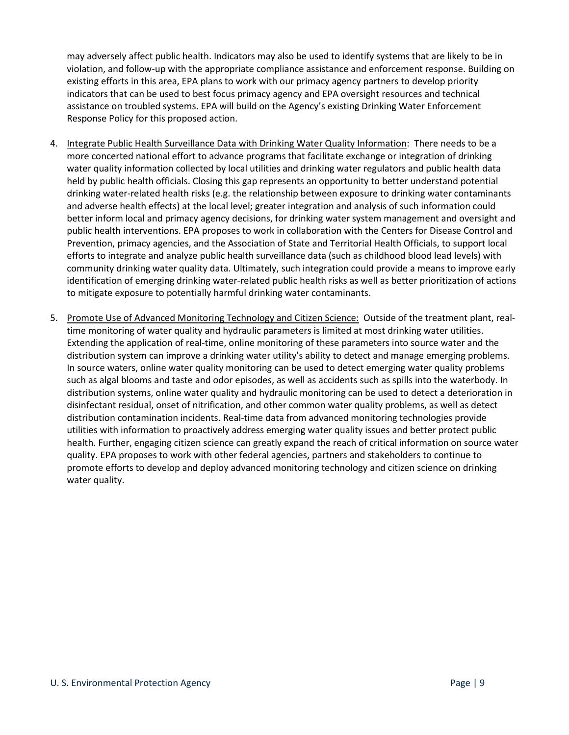may adversely affect public health. Indicators may also be used to identify systems that are likely to be in violation, and follow-up with the appropriate compliance assistance and enforcement response. Building on existing efforts in this area, EPA plans to work with our primacy agency partners to develop priority indicators that can be used to best focus primacy agency and EPA oversight resources and technical assistance on troubled systems. EPA will build on the Agency's existing Drinking Water Enforcement Response Policy for this proposed action.

4. Integrate Public Health Surveillance Data with Drinking Water Quality Information: There needs to be a more concerted national effort to advance programs that facilitate exchange or integration of drinking water quality information collected by local utilities and drinking water regulators and public health data held by public health officials. Closing this gap represents an opportunity to better understand potential drinking water-related health risks (e.g. the relationship between exposure to drinking water contaminants and adverse health effects) at the local level; greater integration and analysis of such information could better inform local and primacy agency decisions, for drinking water system management and oversight and public health interventions. EPA proposes to work in collaboration with the Centers for Disease Control and Prevention, primacy agencies, and the Association of State and Territorial Health Officials, to support local efforts to integrate and analyze public health surveillance data (such as childhood blood lead levels) with community drinking water quality data. Ultimately, such integration could provide a means to improve early identification of emerging drinking water-related public health risks as well as better prioritization of actions to mitigate exposure to potentially harmful drinking water contaminants.

5. Promote Use of Advanced Monitoring Technology and Citizen Science: Outside of the treatment plant, real-time monitoring of water quality and hydraulic parameters is limited at most drinking water utilities. Extending the application of real-time, online monitoring of these parameters into source water and the distribution system can improve a drinking water utility's ability to detect and manage emerging problems. In source waters, online water quality monitoring can be used to detect emerging water quality problems such as algal blooms and taste and odor episodes, as well as accidents such as spills into the waterbody. In distribution systems, online water quality and hydraulic monitoring can be used to detect a deterioration in disinfectant residual, onset of nitrification, and other common water quality problems, as well as detect distribution contamination incidents. Real-time data from advanced monitoring technologies provide utilities with information to proactively address emerging water quality issues and better protect public health. Further, engaging citizen science can greatly expand the reach of critical information on source water quality. EPA proposes to work with other federal agencies, partners and stakeholders to continue to promote efforts to develop and deploy advanced monitoring technology and citizen science on drinking water quality.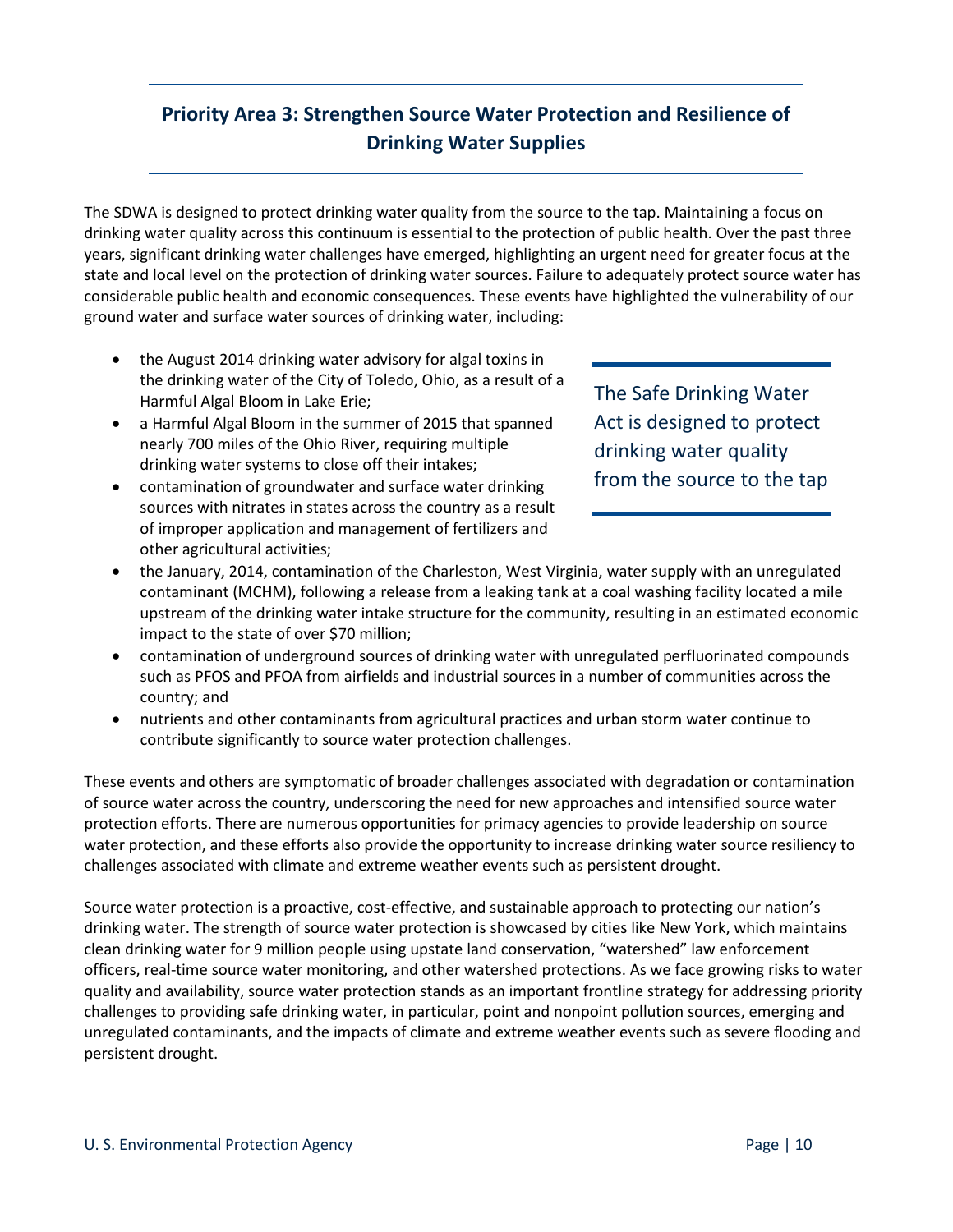## Priority Area 3: Strengthen Source Water Protection and Resilience of Drinking Water Supplies

The SDWA is designed to protect drinking water quality from the source to the tap. Maintaining a focus on drinking water quality across this continuum is essential to the protection of public health. Over the past three years, significant drinking water challenges have emerged, highlighting an urgent need for greater focus at the state and local level on the protection of drinking water sources. Failure to adequately protect source water has considerable public health and economic consequences. These events have highlighted the vulnerability of our ground water and surface water sources of drinking water, including:

> The Safe Drinking Water Act is designed to protect drinking water quality from the source to the tap

- the August 2014 drinking water advisory for algal toxins in the drinking water of the City of Toledo, Ohio, as a result of a Harmful Algal Bloom in Lake Erie;
- a Harmful Algal Bloom in the summer of 2015 that spanned nearly 700 miles of the Ohio River, requiring multiple drinking water systems to close off their intakes;
- contamination of groundwater and surface water drinking sources with nitrates in states across the country as a result of improper application and management of fertilizers and other agricultural activities;
- the January, 2014, contamination of the Charleston, West Virginia, water supply with an unregulated contaminant (MCHM), following a release from a leaking tank at a coal washing facility located a mile upstream of the drinking water intake structure for the community, resulting in an estimated economic impact to the state of over $70 million;
- contamination of underground sources of drinking water with unregulated perfluorinated compounds such as PFOS and PFOA from airfields and industrial sources in a number of communities across the country; and
- nutrients and other contaminants from agricultural practices and urban storm water continue to contribute significantly to source water protection challenges.

These events and others are symptomatic of broader challenges associated with degradation or contamination of source water across the country, underscoring the need for new approaches and intensified source water protection efforts. There are numerous opportunities for primacy agencies to provide leadership on source water protection, and these efforts also provide the opportunity to increase drinking water source resiliency to challenges associated with climate and extreme weather events such as persistent drought.

Source water protection is a proactive, cost-effective, and sustainable approach to protecting our nation's drinking water. The strength of source water protection is showcased by cities like New York, which maintains clean drinking water for 9 million people using upstate land conservation, "watershed" law enforcement officers, real-time source water monitoring, and other watershed protections. As we face growing risks to water quality and availability, source water protection stands as an important frontline strategy for addressing priority challenges to providing safe drinking water, in particular, point and nonpoint pollution sources, emerging and unregulated contaminants, and the impacts of climate and extreme weather events such as severe flooding and persistent drought.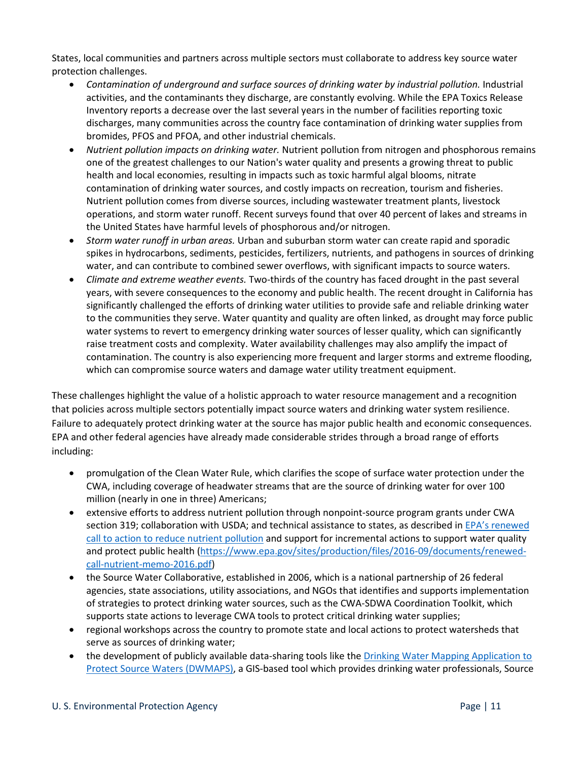States, local communities and partners across multiple sectors must collaborate to address key source water protection challenges.

- *Contamination of underground and surface sources of drinking water by industrial pollution.* Industrial activities, and the contaminants they discharge, are constantly evolving. While the EPA Toxics Release Inventory reports a decrease over the last several years in the number of facilities reporting toxic discharges, many communities across the country face contamination of drinking water supplies from bromides, PFOS and PFOA, and other industrial chemicals.
- *Nutrient pollution impacts on drinking water.* Nutrient pollution from nitrogen and phosphorous remains one of the greatest challenges to our Nation's water quality and presents a growing threat to public health and local economies, resulting in impacts such as toxic harmful algal blooms, nitrate contamination of drinking water sources, and costly impacts on recreation, tourism and fisheries. Nutrient pollution comes from diverse sources, including wastewater treatment plants, livestock operations, and storm water runoff. Recent surveys found that over 40 percent of lakes and streams in the United States have harmful levels of phosphorous and/or nitrogen.
- *Storm water runoff in urban areas.* Urban and suburban storm water can create rapid and sporadic spikes in hydrocarbons, sediments, pesticides, fertilizers, nutrients, and pathogens in sources of drinking water, and can contribute to combined sewer overflows, with significant impacts to source waters.
- *Climate and extreme weather events.* Two-thirds of the country has faced drought in the past several years, with severe consequences to the economy and public health. The recent drought in California has significantly challenged the efforts of drinking water utilities to provide safe and reliable drinking water to the communities they serve. Water quantity and quality are often linked, as drought may force public water systems to revert to emergency drinking water sources of lesser quality, which can significantly raise treatment costs and complexity. Water availability challenges may also amplify the impact of contamination. The country is also experiencing more frequent and larger storms and extreme flooding, which can compromise source waters and damage water utility treatment equipment.

These challenges highlight the value of a holistic approach to water resource management and a recognition that policies across multiple sectors potentially impact source waters and drinking water system resilience. Failure to adequately protect drinking water at the source has major public health and economic consequences. EPA and other federal agencies have already made considerable strides through a broad range of efforts including:

- promulgation of the Clean Water Rule, which clarifies the scope of surface water protection under the CWA, including coverage of headwater streams that are the source of drinking water for over 100 million (nearly in one in three) Americans;
- extensive efforts to address nutrient pollution through nonpoint-source program grants under CWA section 319; collaboration with USDA; and technical assistance to states, as described in EPA's renewed call to action to reduce nutrient pollution and support for incremental actions to support water quality and protect public health (https://www.epa.gov/sites/production/files/2016-09/documents/renewed-call-nutrient-memo-2016.pdf)
- the Source Water Collaborative, established in 2006, which is a national partnership of 26 federal agencies, state associations, utility associations, and NGOs that identifies and supports implementation of strategies to protect drinking water sources, such as the CWA-SDWA Coordination Toolkit, which supports state actions to leverage CWA tools to protect critical drinking water supplies;
- regional workshops across the country to promote state and local actions to protect watersheds that serve as sources of drinking water;
- the development of publicly available data-sharing tools like the Drinking Water Mapping Application to Protect Source Waters (DWMAPS), a GIS-based tool which provides drinking water professionals, Source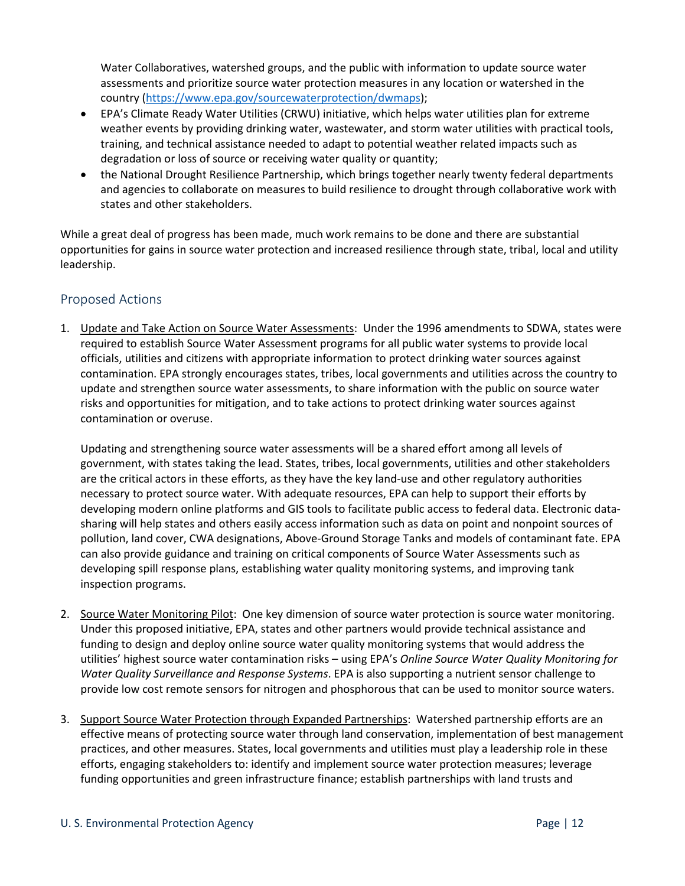Water Collaboratives, watershed groups, and the public with information to update source water assessments and prioritize source water protection measures in any location or watershed in the country (https://www.epa.gov/sourcewaterprotection/dwmaps);

- EPA's Climate Ready Water Utilities (CRWU) initiative, which helps water utilities plan for extreme weather events by providing drinking water, wastewater, and storm water utilities with practical tools, training, and technical assistance needed to adapt to potential weather related impacts such as degradation or loss of source or receiving water quality or quantity;
- the National Drought Resilience Partnership, which brings together nearly twenty federal departments and agencies to collaborate on measures to build resilience to drought through collaborative work with states and other stakeholders.

While a great deal of progress has been made, much work remains to be done and there are substantial opportunities for gains in source water protection and increased resilience through state, tribal, local and utility leadership.

## Proposed Actions

1. Update and Take Action on Source Water Assessments: Under the 1996 amendments to SDWA, states were required to establish Source Water Assessment programs for all public water systems to provide local officials, utilities and citizens with appropriate information to protect drinking water sources against contamination. EPA strongly encourages states, tribes, local governments and utilities across the country to update and strengthen source water assessments, to share information with the public on source water risks and opportunities for mitigation, and to take actions to protect drinking water sources against contamination or overuse.

   Updating and strengthening source water assessments will be a shared effort among all levels of government, with states taking the lead. States, tribes, local governments, utilities and other stakeholders are the critical actors in these efforts, as they have the key land-use and other regulatory authorities necessary to protect source water. With adequate resources, EPA can help to support their efforts by developing modern online platforms and GIS tools to facilitate public access to federal data. Electronic data-sharing will help states and others easily access information such as data on point and nonpoint sources of pollution, land cover, CWA designations, Above-Ground Storage Tanks and models of contaminant fate. EPA can also provide guidance and training on critical components of Source Water Assessments such as developing spill response plans, establishing water quality monitoring systems, and improving tank inspection programs.

2. Source Water Monitoring Pilot: One key dimension of source water protection is source water monitoring. Under this proposed initiative, EPA, states and other partners would provide technical assistance and funding to design and deploy online source water quality monitoring systems that would address the utilities' highest source water contamination risks – using EPA's *Online Source Water Quality Monitoring for Water Quality Surveillance and Response Systems*. EPA is also supporting a nutrient sensor challenge to provide low cost remote sensors for nitrogen and phosphorous that can be used to monitor source waters.

3. Support Source Water Protection through Expanded Partnerships: Watershed partnership efforts are an effective means of protecting source water through land conservation, implementation of best management practices, and other measures. States, local governments and utilities must play a leadership role in these efforts, engaging stakeholders to: identify and implement source water protection measures; leverage funding opportunities and green infrastructure finance; establish partnerships with land trusts and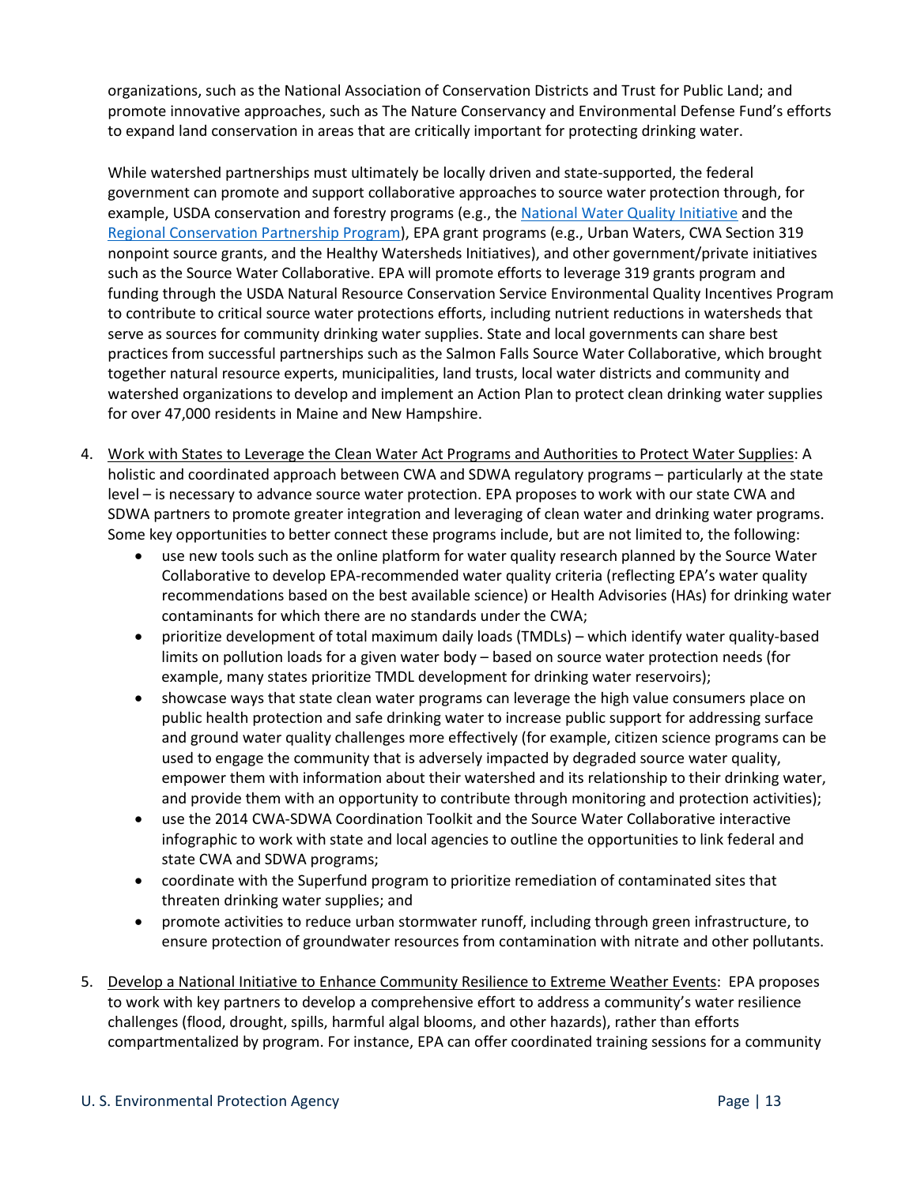organizations, such as the National Association of Conservation Districts and Trust for Public Land; and promote innovative approaches, such as The Nature Conservancy and Environmental Defense Fund's efforts to expand land conservation in areas that are critically important for protecting drinking water.

While watershed partnerships must ultimately be locally driven and state-supported, the federal government can promote and support collaborative approaches to source water protection through, for example, USDA conservation and forestry programs (e.g., the [National Water Quality Initiative](#) and the [Regional Conservation Partnership Program](#)), EPA grant programs (e.g., Urban Waters, CWA Section 319 nonpoint source grants, and the Healthy Watersheds Initiatives), and other government/private initiatives such as the Source Water Collaborative. EPA will promote efforts to leverage 319 grants program and funding through the USDA Natural Resource Conservation Service Environmental Quality Incentives Program to contribute to critical source water protections efforts, including nutrient reductions in watersheds that serve as sources for community drinking water supplies. State and local governments can share best practices from successful partnerships such as the Salmon Falls Source Water Collaborative, which brought together natural resource experts, municipalities, land trusts, local water districts and community and watershed organizations to develop and implement an Action Plan to protect clean drinking water supplies for over 47,000 residents in Maine and New Hampshire.

4. <u>Work with States to Leverage the Clean Water Act Programs and Authorities to Protect Water Supplies</u>: A holistic and coordinated approach between CWA and SDWA regulatory programs – particularly at the state level – is necessary to advance source water protection. EPA proposes to work with our state CWA and SDWA partners to promote greater integration and leveraging of clean water and drinking water programs. Some key opportunities to better connect these programs include, but are not limited to, the following:
   - use new tools such as the online platform for water quality research planned by the Source Water Collaborative to develop EPA-recommended water quality criteria (reflecting EPA's water quality recommendations based on the best available science) or Health Advisories (HAs) for drinking water contaminants for which there are no standards under the CWA;
   - prioritize development of total maximum daily loads (TMDLs) – which identify water quality-based limits on pollution loads for a given water body – based on source water protection needs (for example, many states prioritize TMDL development for drinking water reservoirs);
   - showcase ways that state clean water programs can leverage the high value consumers place on public health protection and safe drinking water to increase public support for addressing surface and ground water quality challenges more effectively (for example, citizen science programs can be used to engage the community that is adversely impacted by degraded source water quality, empower them with information about their watershed and its relationship to their drinking water, and provide them with an opportunity to contribute through monitoring and protection activities);
   - use the 2014 CWA-SDWA Coordination Toolkit and the Source Water Collaborative interactive infographic to work with state and local agencies to outline the opportunities to link federal and state CWA and SDWA programs;
   - coordinate with the Superfund program to prioritize remediation of contaminated sites that threaten drinking water supplies; and
   - promote activities to reduce urban stormwater runoff, including through green infrastructure, to ensure protection of groundwater resources from contamination with nitrate and other pollutants.

5. <u>Develop a National Initiative to Enhance Community Resilience to Extreme Weather Events</u>: EPA proposes to work with key partners to develop a comprehensive effort to address a community's water resilience challenges (flood, drought, spills, harmful algal blooms, and other hazards), rather than efforts compartmentalized by program. For instance, EPA can offer coordinated training sessions for a community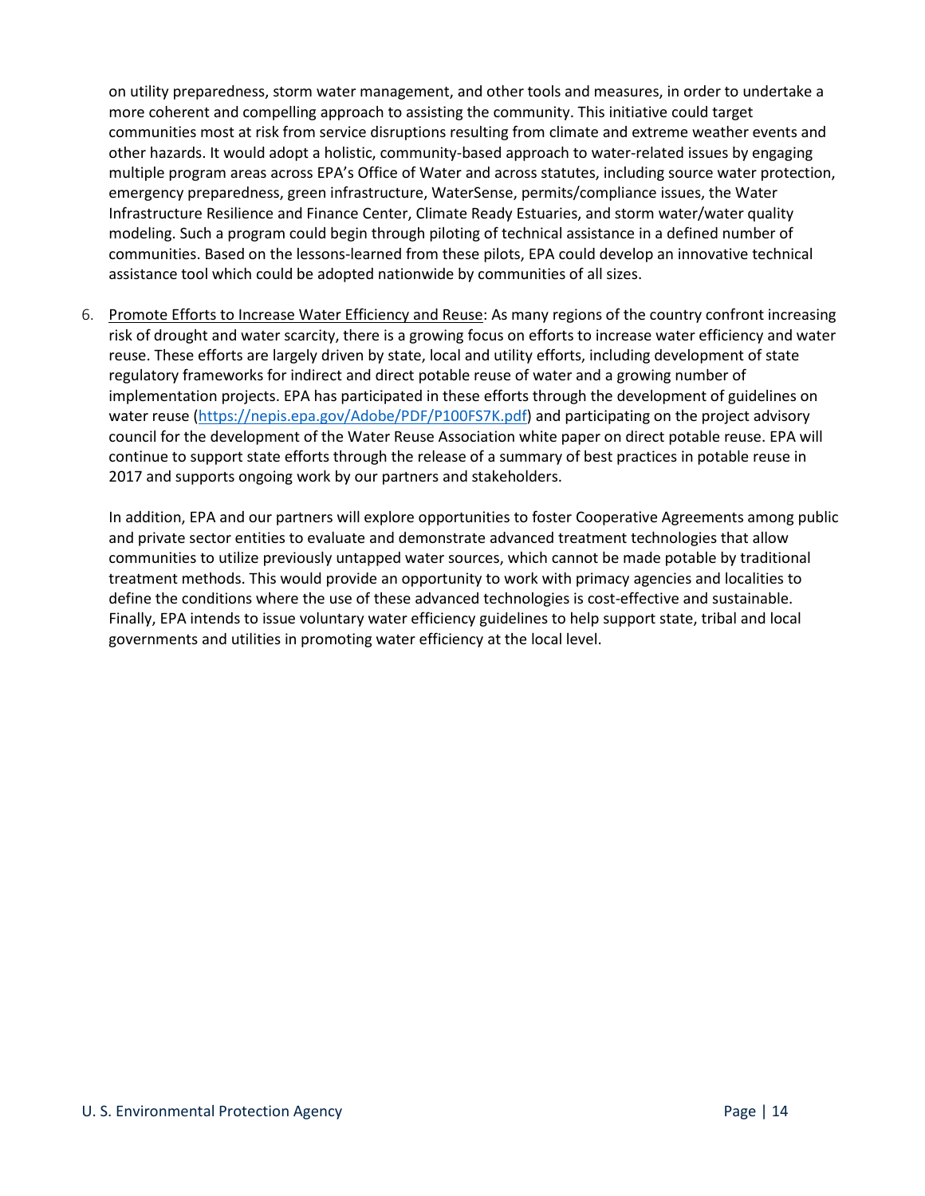on utility preparedness, storm water management, and other tools and measures, in order to undertake a more coherent and compelling approach to assisting the community. This initiative could target communities most at risk from service disruptions resulting from climate and extreme weather events and other hazards. It would adopt a holistic, community-based approach to water-related issues by engaging multiple program areas across EPA's Office of Water and across statutes, including source water protection, emergency preparedness, green infrastructure, WaterSense, permits/compliance issues, the Water Infrastructure Resilience and Finance Center, Climate Ready Estuaries, and storm water/water quality modeling. Such a program could begin through piloting of technical assistance in a defined number of communities. Based on the lessons-learned from these pilots, EPA could develop an innovative technical assistance tool which could be adopted nationwide by communities of all sizes.

6. <u>Promote Efforts to Increase Water Efficiency and Reuse</u>: As many regions of the country confront increasing risk of drought and water scarcity, there is a growing focus on efforts to increase water efficiency and water reuse. These efforts are largely driven by state, local and utility efforts, including development of state regulatory frameworks for indirect and direct potable reuse of water and a growing number of implementation projects. EPA has participated in these efforts through the development of guidelines on water reuse (https://nepis.epa.gov/Adobe/PDF/P100FS7K.pdf) and participating on the project advisory council for the development of the Water Reuse Association white paper on direct potable reuse. EPA will continue to support state efforts through the release of a summary of best practices in potable reuse in 2017 and supports ongoing work by our partners and stakeholders.

   In addition, EPA and our partners will explore opportunities to foster Cooperative Agreements among public and private sector entities to evaluate and demonstrate advanced treatment technologies that allow communities to utilize previously untapped water sources, which cannot be made potable by traditional treatment methods. This would provide an opportunity to work with primacy agencies and localities to define the conditions where the use of these advanced technologies is cost-effective and sustainable. Finally, EPA intends to issue voluntary water efficiency guidelines to help support state, tribal and local governments and utilities in promoting water efficiency at the local level.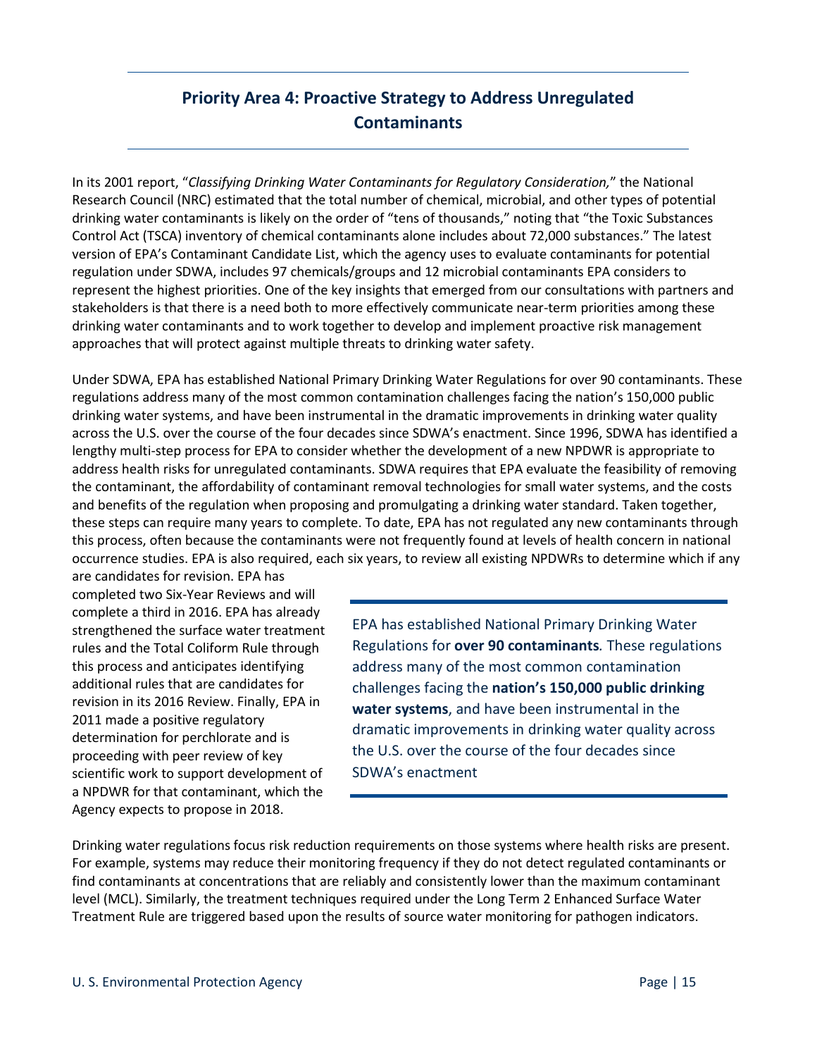## Priority Area 4: Proactive Strategy to Address Unregulated Contaminants

In its 2001 report, "*Classifying Drinking Water Contaminants for Regulatory Consideration,*" the National Research Council (NRC) estimated that the total number of chemical, microbial, and other types of potential drinking water contaminants is likely on the order of "tens of thousands," noting that "the Toxic Substances Control Act (TSCA) inventory of chemical contaminants alone includes about 72,000 substances." The latest version of EPA's Contaminant Candidate List, which the agency uses to evaluate contaminants for potential regulation under SDWA, includes 97 chemicals/groups and 12 microbial contaminants EPA considers to represent the highest priorities. One of the key insights that emerged from our consultations with partners and stakeholders is that there is a need both to more effectively communicate near-term priorities among these drinking water contaminants and to work together to develop and implement proactive risk management approaches that will protect against multiple threats to drinking water safety.

Under SDWA, EPA has established National Primary Drinking Water Regulations for over 90 contaminants. These regulations address many of the most common contamination challenges facing the nation's 150,000 public drinking water systems, and have been instrumental in the dramatic improvements in drinking water quality across the U.S. over the course of the four decades since SDWA's enactment. Since 1996, SDWA has identified a lengthy multi-step process for EPA to consider whether the development of a new NPDWR is appropriate to address health risks for unregulated contaminants. SDWA requires that EPA evaluate the feasibility of removing the contaminant, the affordability of contaminant removal technologies for small water systems, and the costs and benefits of the regulation when proposing and promulgating a drinking water standard. Taken together, these steps can require many years to complete. To date, EPA has not regulated any new contaminants through this process, often because the contaminants were not frequently found at levels of health concern in national occurrence studies. EPA is also required, each six years, to review all existing NPDWRs to determine which if any are candidates for revision. EPA has completed two Six-Year Reviews and will complete a third in 2016. EPA has already strengthened the surface water treatment rules and the Total Coliform Rule through this process and anticipates identifying additional rules that are candidates for revision in its 2016 Review. Finally, EPA in 2011 made a positive regulatory determination for perchlorate and is proceeding with peer review of key scientific work to support development of a NPDWR for that contaminant, which the Agency expects to propose in 2018.

> EPA has established National Primary Drinking Water Regulations for **over 90 contaminants***.* These regulations address many of the most common contamination challenges facing the **nation's 150,000 public drinking water systems**, and have been instrumental in the dramatic improvements in drinking water quality across the U.S. over the course of the four decades since SDWA's enactment

Drinking water regulations focus risk reduction requirements on those systems where health risks are present. For example, systems may reduce their monitoring frequency if they do not detect regulated contaminants or find contaminants at concentrations that are reliably and consistently lower than the maximum contaminant level (MCL). Similarly, the treatment techniques required under the Long Term 2 Enhanced Surface Water Treatment Rule are triggered based upon the results of source water monitoring for pathogen indicators.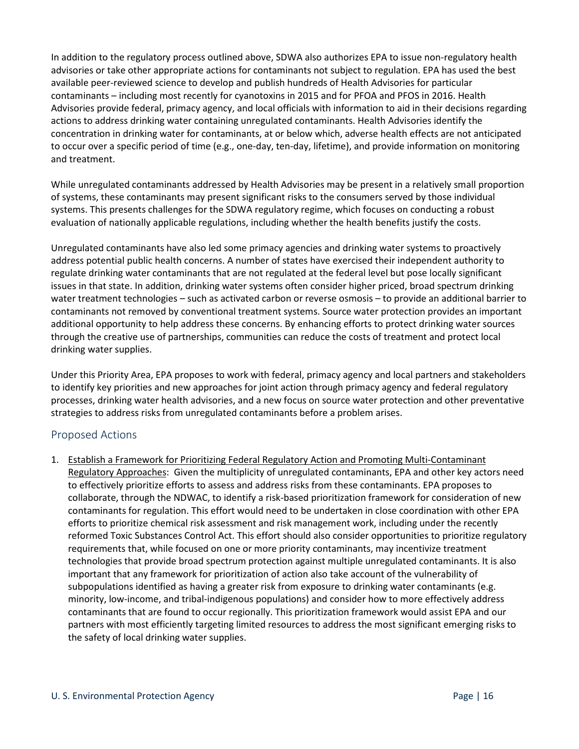In addition to the regulatory process outlined above, SDWA also authorizes EPA to issue non-regulatory health advisories or take other appropriate actions for contaminants not subject to regulation. EPA has used the best available peer-reviewed science to develop and publish hundreds of Health Advisories for particular contaminants – including most recently for cyanotoxins in 2015 and for PFOA and PFOS in 2016. Health Advisories provide federal, primacy agency, and local officials with information to aid in their decisions regarding actions to address drinking water containing unregulated contaminants. Health Advisories identify the concentration in drinking water for contaminants, at or below which, adverse health effects are not anticipated to occur over a specific period of time (e.g., one-day, ten-day, lifetime), and provide information on monitoring and treatment.

While unregulated contaminants addressed by Health Advisories may be present in a relatively small proportion of systems, these contaminants may present significant risks to the consumers served by those individual systems. This presents challenges for the SDWA regulatory regime, which focuses on conducting a robust evaluation of nationally applicable regulations, including whether the health benefits justify the costs.

Unregulated contaminants have also led some primacy agencies and drinking water systems to proactively address potential public health concerns. A number of states have exercised their independent authority to regulate drinking water contaminants that are not regulated at the federal level but pose locally significant issues in that state. In addition, drinking water systems often consider higher priced, broad spectrum drinking water treatment technologies – such as activated carbon or reverse osmosis – to provide an additional barrier to contaminants not removed by conventional treatment systems. Source water protection provides an important additional opportunity to help address these concerns. By enhancing efforts to protect drinking water sources through the creative use of partnerships, communities can reduce the costs of treatment and protect local drinking water supplies.

Under this Priority Area, EPA proposes to work with federal, primacy agency and local partners and stakeholders to identify key priorities and new approaches for joint action through primacy agency and federal regulatory processes, drinking water health advisories, and a new focus on source water protection and other preventative strategies to address risks from unregulated contaminants before a problem arises.

## Proposed Actions

1. Establish a Framework for Prioritizing Federal Regulatory Action and Promoting Multi-Contaminant Regulatory Approaches: Given the multiplicity of unregulated contaminants, EPA and other key actors need to effectively prioritize efforts to assess and address risks from these contaminants. EPA proposes to collaborate, through the NDWAC, to identify a risk-based prioritization framework for consideration of new contaminants for regulation. This effort would need to be undertaken in close coordination with other EPA efforts to prioritize chemical risk assessment and risk management work, including under the recently reformed Toxic Substances Control Act. This effort should also consider opportunities to prioritize regulatory requirements that, while focused on one or more priority contaminants, may incentivize treatment technologies that provide broad spectrum protection against multiple unregulated contaminants. It is also important that any framework for prioritization of action also take account of the vulnerability of subpopulations identified as having a greater risk from exposure to drinking water contaminants (e.g. minority, low-income, and tribal-indigenous populations) and consider how to more effectively address contaminants that are found to occur regionally. This prioritization framework would assist EPA and our partners with most efficiently targeting limited resources to address the most significant emerging risks to the safety of local drinking water supplies.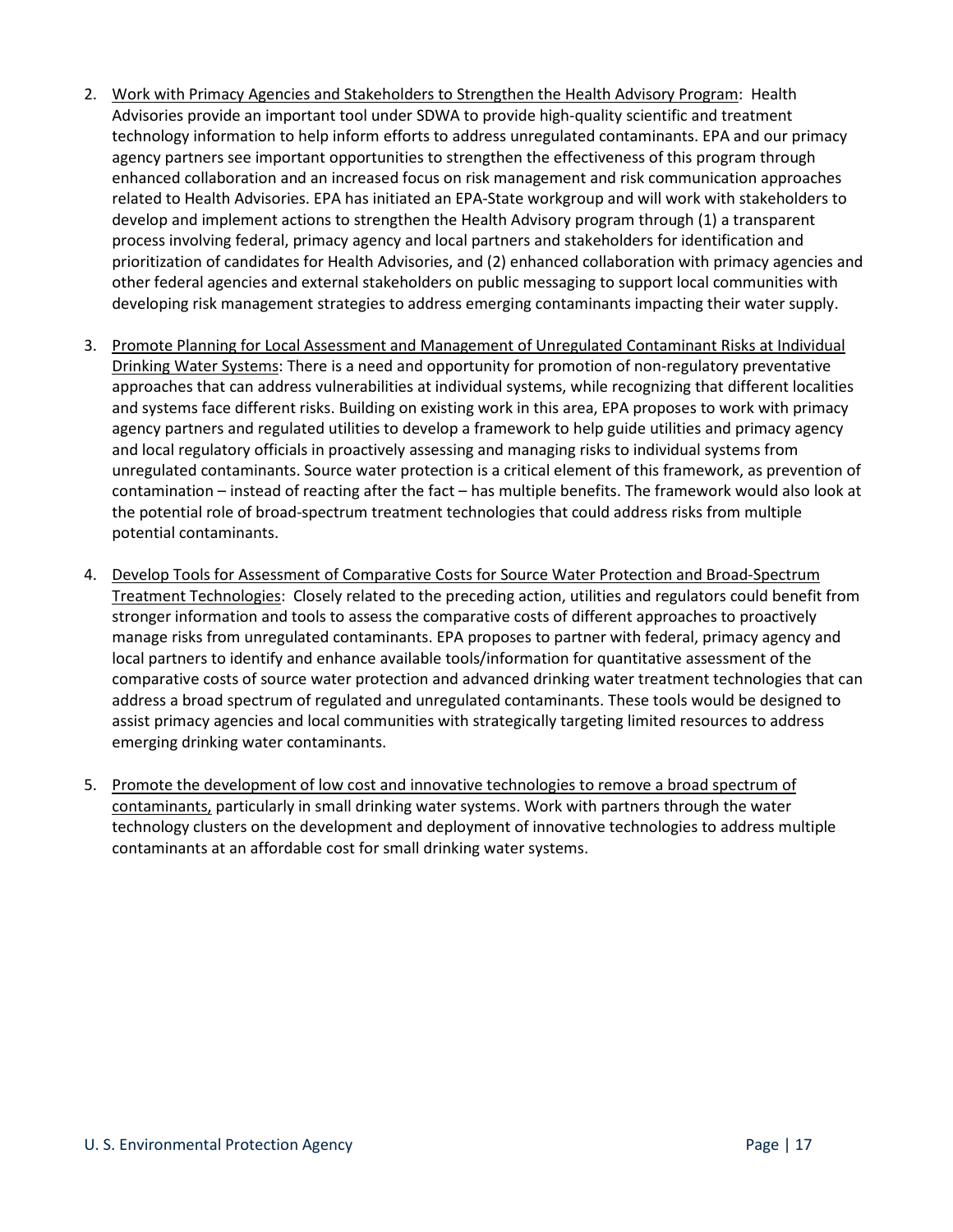2. Work with Primacy Agencies and Stakeholders to Strengthen the Health Advisory Program: Health Advisories provide an important tool under SDWA to provide high-quality scientific and treatment technology information to help inform efforts to address unregulated contaminants. EPA and our primacy agency partners see important opportunities to strengthen the effectiveness of this program through enhanced collaboration and an increased focus on risk management and risk communication approaches related to Health Advisories. EPA has initiated an EPA-State workgroup and will work with stakeholders to develop and implement actions to strengthen the Health Advisory program through (1) a transparent process involving federal, primacy agency and local partners and stakeholders for identification and prioritization of candidates for Health Advisories, and (2) enhanced collaboration with primacy agencies and other federal agencies and external stakeholders on public messaging to support local communities with developing risk management strategies to address emerging contaminants impacting their water supply.

3. Promote Planning for Local Assessment and Management of Unregulated Contaminant Risks at Individual Drinking Water Systems: There is a need and opportunity for promotion of non-regulatory preventative approaches that can address vulnerabilities at individual systems, while recognizing that different localities and systems face different risks. Building on existing work in this area, EPA proposes to work with primacy agency partners and regulated utilities to develop a framework to help guide utilities and primacy agency and local regulatory officials in proactively assessing and managing risks to individual systems from unregulated contaminants. Source water protection is a critical element of this framework, as prevention of contamination – instead of reacting after the fact – has multiple benefits. The framework would also look at the potential role of broad-spectrum treatment technologies that could address risks from multiple potential contaminants.

4. Develop Tools for Assessment of Comparative Costs for Source Water Protection and Broad-Spectrum Treatment Technologies: Closely related to the preceding action, utilities and regulators could benefit from stronger information and tools to assess the comparative costs of different approaches to proactively manage risks from unregulated contaminants. EPA proposes to partner with federal, primacy agency and local partners to identify and enhance available tools/information for quantitative assessment of the comparative costs of source water protection and advanced drinking water treatment technologies that can address a broad spectrum of regulated and unregulated contaminants. These tools would be designed to assist primacy agencies and local communities with strategically targeting limited resources to address emerging drinking water contaminants.

5. Promote the development of low cost and innovative technologies to remove a broad spectrum of contaminants, particularly in small drinking water systems. Work with partners through the water technology clusters on the development and deployment of innovative technologies to address multiple contaminants at an affordable cost for small drinking water systems.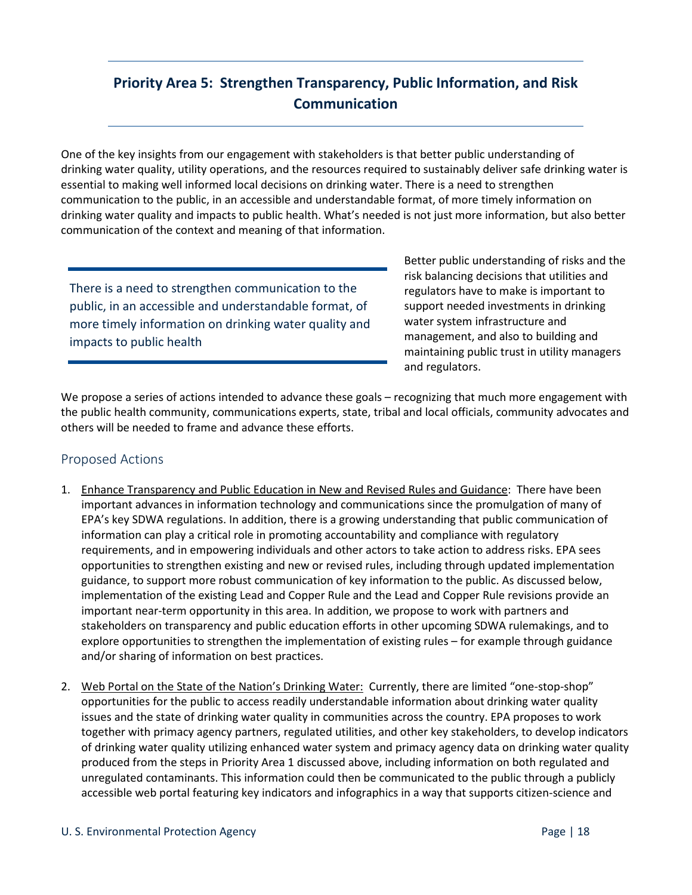## Priority Area 5: Strengthen Transparency, Public Information, and Risk Communication

One of the key insights from our engagement with stakeholders is that better public understanding of drinking water quality, utility operations, and the resources required to sustainably deliver safe drinking water is essential to making well informed local decisions on drinking water. There is a need to strengthen communication to the public, in an accessible and understandable format, of more timely information on drinking water quality and impacts to public health. What's needed is not just more information, but also better communication of the context and meaning of that information.

> There is a need to strengthen communication to the public, in an accessible and understandable format, of more timely information on drinking water quality and impacts to public health

Better public understanding of risks and the risk balancing decisions that utilities and regulators have to make is important to support needed investments in drinking water system infrastructure and management, and also to building and maintaining public trust in utility managers and regulators.

We propose a series of actions intended to advance these goals – recognizing that much more engagement with the public health community, communications experts, state, tribal and local officials, community advocates and others will be needed to frame and advance these efforts.

### Proposed Actions

1. Enhance Transparency and Public Education in New and Revised Rules and Guidance: There have been important advances in information technology and communications since the promulgation of many of EPA's key SDWA regulations. In addition, there is a growing understanding that public communication of information can play a critical role in promoting accountability and compliance with regulatory requirements, and in empowering individuals and other actors to take action to address risks. EPA sees opportunities to strengthen existing and new or revised rules, including through updated implementation guidance, to support more robust communication of key information to the public. As discussed below, implementation of the existing Lead and Copper Rule and the Lead and Copper Rule revisions provide an important near-term opportunity in this area. In addition, we propose to work with partners and stakeholders on transparency and public education efforts in other upcoming SDWA rulemakings, and to explore opportunities to strengthen the implementation of existing rules – for example through guidance and/or sharing of information on best practices.

2. Web Portal on the State of the Nation's Drinking Water: Currently, there are limited "one-stop-shop" opportunities for the public to access readily understandable information about drinking water quality issues and the state of drinking water quality in communities across the country. EPA proposes to work together with primacy agency partners, regulated utilities, and other key stakeholders, to develop indicators of drinking water quality utilizing enhanced water system and primacy agency data on drinking water quality produced from the steps in Priority Area 1 discussed above, including information on both regulated and unregulated contaminants. This information could then be communicated to the public through a publicly accessible web portal featuring key indicators and infographics in a way that supports citizen-science and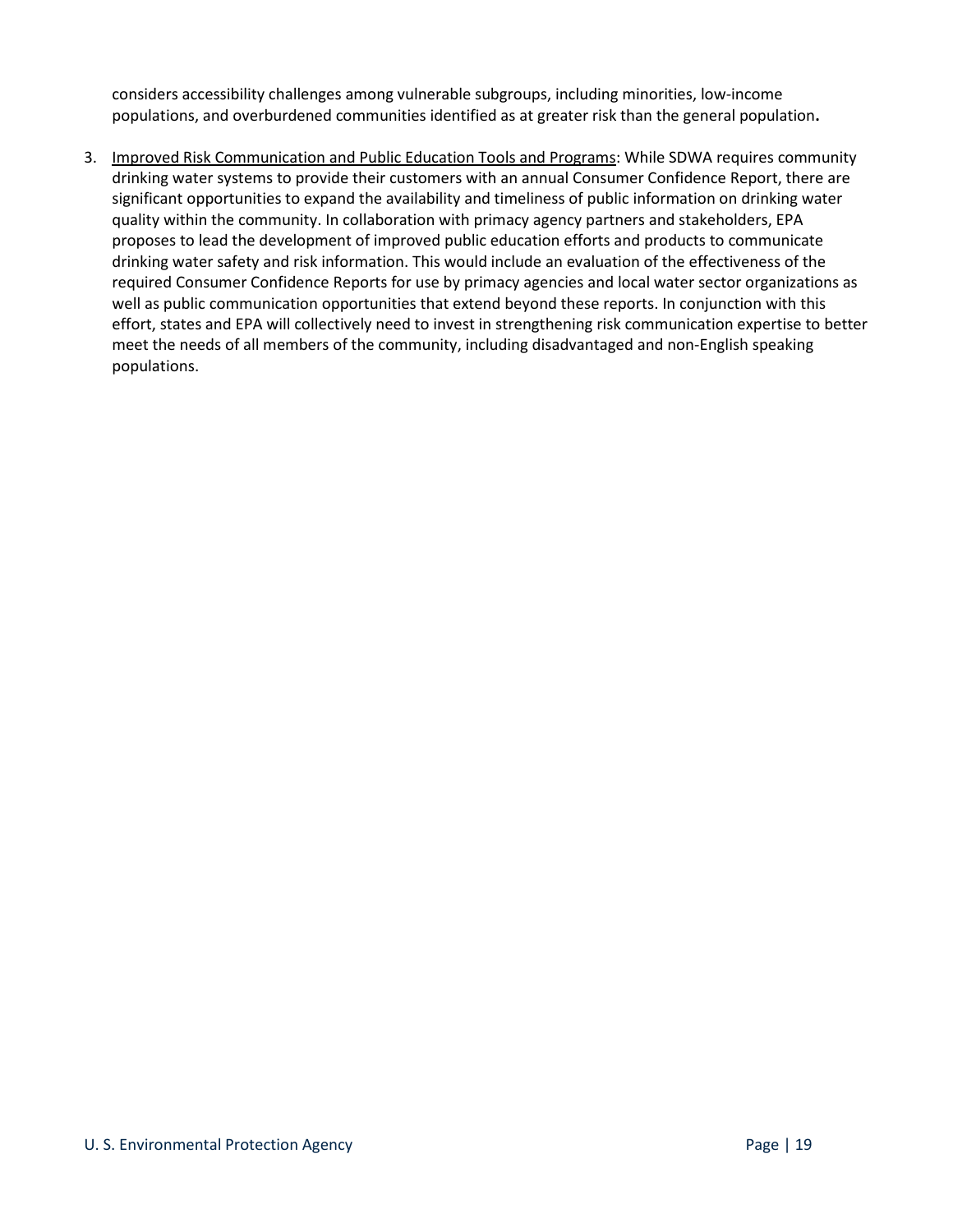considers accessibility challenges among vulnerable subgroups, including minorities, low-income populations, and overburdened communities identified as at greater risk than the general population**.**

3. Improved Risk Communication and Public Education Tools and Programs: While SDWA requires community drinking water systems to provide their customers with an annual Consumer Confidence Report, there are significant opportunities to expand the availability and timeliness of public information on drinking water quality within the community. In collaboration with primacy agency partners and stakeholders, EPA proposes to lead the development of improved public education efforts and products to communicate drinking water safety and risk information. This would include an evaluation of the effectiveness of the required Consumer Confidence Reports for use by primacy agencies and local water sector organizations as well as public communication opportunities that extend beyond these reports. In conjunction with this effort, states and EPA will collectively need to invest in strengthening risk communication expertise to better meet the needs of all members of the community, including disadvantaged and non-English speaking populations.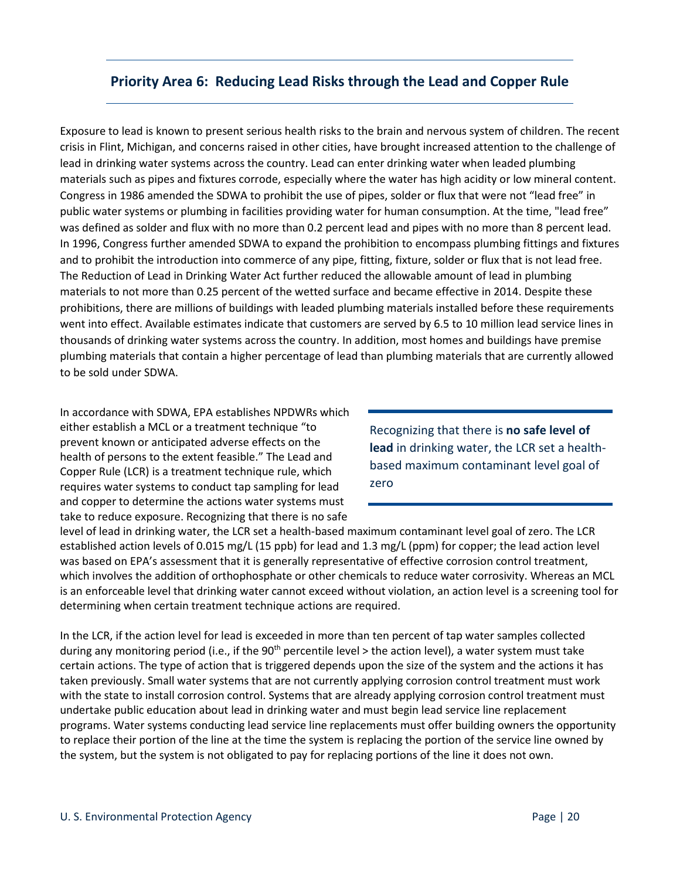## Priority Area 6: Reducing Lead Risks through the Lead and Copper Rule

Exposure to lead is known to present serious health risks to the brain and nervous system of children. The recent crisis in Flint, Michigan, and concerns raised in other cities, have brought increased attention to the challenge of lead in drinking water systems across the country. Lead can enter drinking water when leaded plumbing materials such as pipes and fixtures corrode, especially where the water has high acidity or low mineral content. Congress in 1986 amended the SDWA to prohibit the use of pipes, solder or flux that were not "lead free" in public water systems or plumbing in facilities providing water for human consumption. At the time, "lead free" was defined as solder and flux with no more than 0.2 percent lead and pipes with no more than 8 percent lead. In 1996, Congress further amended SDWA to expand the prohibition to encompass plumbing fittings and fixtures and to prohibit the introduction into commerce of any pipe, fitting, fixture, solder or flux that is not lead free. The Reduction of Lead in Drinking Water Act further reduced the allowable amount of lead in plumbing materials to not more than 0.25 percent of the wetted surface and became effective in 2014. Despite these prohibitions, there are millions of buildings with leaded plumbing materials installed before these requirements went into effect. Available estimates indicate that customers are served by 6.5 to 10 million lead service lines in thousands of drinking water systems across the country. In addition, most homes and buildings have premise plumbing materials that contain a higher percentage of lead than plumbing materials that are currently allowed to be sold under SDWA.

In accordance with SDWA, EPA establishes NPDWRs which either establish a MCL or a treatment technique "to prevent known or anticipated adverse effects on the health of persons to the extent feasible." The Lead and Copper Rule (LCR) is a treatment technique rule, which requires water systems to conduct tap sampling for lead and copper to determine the actions water systems must take to reduce exposure. Recognizing that there is no safe level of lead in drinking water, the LCR set a health-based maximum contaminant level goal of zero. The LCR established action levels of 0.015 mg/L (15 ppb) for lead and 1.3 mg/L (ppm) for copper; the lead action level was based on EPA's assessment that it is generally representative of effective corrosion control treatment, which involves the addition of orthophosphate or other chemicals to reduce water corrosivity. Whereas an MCL is an enforceable level that drinking water cannot exceed without violation, an action level is a screening tool for determining when certain treatment technique actions are required.

> Recognizing that there is **no safe level of lead** in drinking water, the LCR set a health-based maximum contaminant level goal of zero

In the LCR, if the action level for lead is exceeded in more than ten percent of tap water samples collected during any monitoring period (i.e., if the 90$^{th}$ percentile level > the action level), a water system must take certain actions. The type of action that is triggered depends upon the size of the system and the actions it has taken previously. Small water systems that are not currently applying corrosion control treatment must work with the state to install corrosion control. Systems that are already applying corrosion control treatment must undertake public education about lead in drinking water and must begin lead service line replacement programs. Water systems conducting lead service line replacements must offer building owners the opportunity to replace their portion of the line at the time the system is replacing the portion of the service line owned by the system, but the system is not obligated to pay for replacing portions of the line it does not own.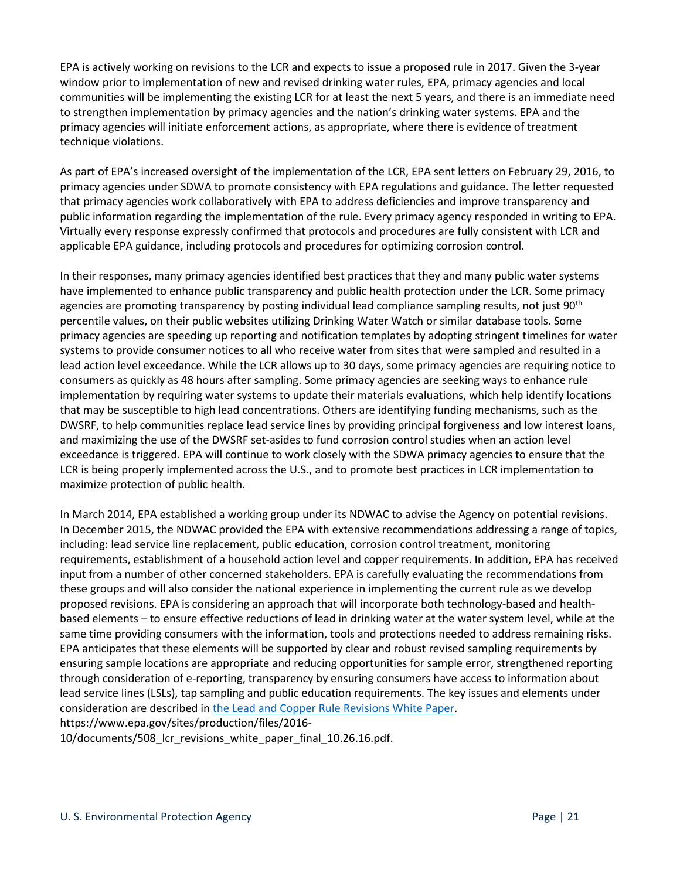EPA is actively working on revisions to the LCR and expects to issue a proposed rule in 2017. Given the 3-year window prior to implementation of new and revised drinking water rules, EPA, primacy agencies and local communities will be implementing the existing LCR for at least the next 5 years, and there is an immediate need to strengthen implementation by primacy agencies and the nation's drinking water systems. EPA and the primacy agencies will initiate enforcement actions, as appropriate, where there is evidence of treatment technique violations.

As part of EPA's increased oversight of the implementation of the LCR, EPA sent letters on February 29, 2016, to primacy agencies under SDWA to promote consistency with EPA regulations and guidance. The letter requested that primacy agencies work collaboratively with EPA to address deficiencies and improve transparency and public information regarding the implementation of the rule. Every primacy agency responded in writing to EPA. Virtually every response expressly confirmed that protocols and procedures are fully consistent with LCR and applicable EPA guidance, including protocols and procedures for optimizing corrosion control.

In their responses, many primacy agencies identified best practices that they and many public water systems have implemented to enhance public transparency and public health protection under the LCR. Some primacy agencies are promoting transparency by posting individual lead compliance sampling results, not just 90th percentile values, on their public websites utilizing Drinking Water Watch or similar database tools. Some primacy agencies are speeding up reporting and notification templates by adopting stringent timelines for water systems to provide consumer notices to all who receive water from sites that were sampled and resulted in a lead action level exceedance. While the LCR allows up to 30 days, some primacy agencies are requiring notice to consumers as quickly as 48 hours after sampling. Some primacy agencies are seeking ways to enhance rule implementation by requiring water systems to update their materials evaluations, which help identify locations that may be susceptible to high lead concentrations. Others are identifying funding mechanisms, such as the DWSRF, to help communities replace lead service lines by providing principal forgiveness and low interest loans, and maximizing the use of the DWSRF set-asides to fund corrosion control studies when an action level exceedance is triggered. EPA will continue to work closely with the SDWA primacy agencies to ensure that the LCR is being properly implemented across the U.S., and to promote best practices in LCR implementation to maximize protection of public health.

In March 2014, EPA established a working group under its NDWAC to advise the Agency on potential revisions. In December 2015, the NDWAC provided the EPA with extensive recommendations addressing a range of topics, including: lead service line replacement, public education, corrosion control treatment, monitoring requirements, establishment of a household action level and copper requirements. In addition, EPA has received input from a number of other concerned stakeholders. EPA is carefully evaluating the recommendations from these groups and will also consider the national experience in implementing the current rule as we develop proposed revisions. EPA is considering an approach that will incorporate both technology-based and health-based elements – to ensure effective reductions of lead in drinking water at the water system level, while at the same time providing consumers with the information, tools and protections needed to address remaining risks. EPA anticipates that these elements will be supported by clear and robust revised sampling requirements by ensuring sample locations are appropriate and reducing opportunities for sample error, strengthened reporting through consideration of e-reporting, transparency by ensuring consumers have access to information about lead service lines (LSLs), tap sampling and public education requirements. The key issues and elements under consideration are described in [the Lead and Copper Rule Revisions White Paper](https://www.epa.gov/sites/production/files/2016-10/documents/508_lcr_revisions_white_paper_final_10.26.16.pdf). https://www.epa.gov/sites/production/files/2016-10/documents/508_lcr_revisions_white_paper_final_10.26.16.pdf.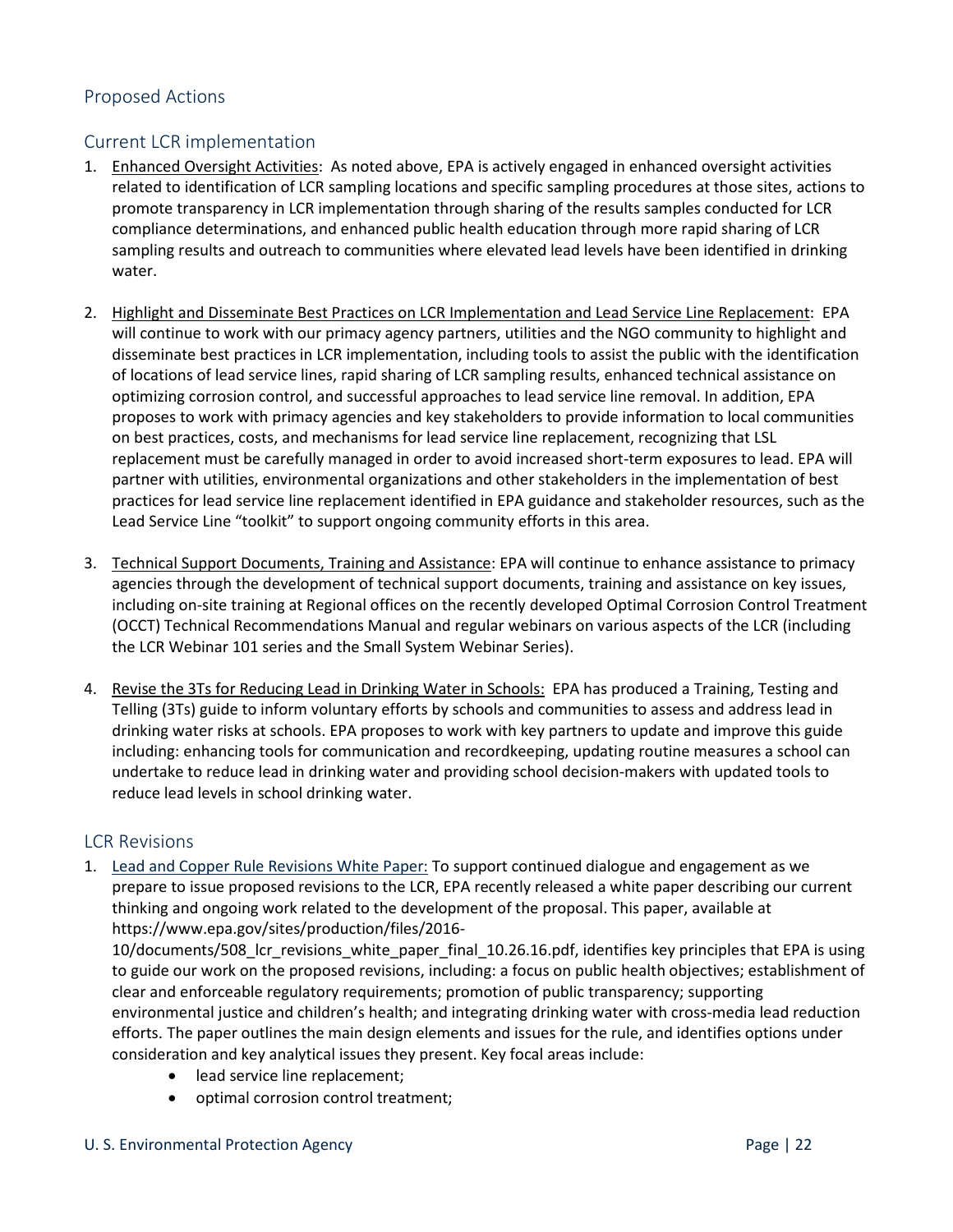## Proposed Actions

### Current LCR implementation

1. Enhanced Oversight Activities: As noted above, EPA is actively engaged in enhanced oversight activities related to identification of LCR sampling locations and specific sampling procedures at those sites, actions to promote transparency in LCR implementation through sharing of the results samples conducted for LCR compliance determinations, and enhanced public health education through more rapid sharing of LCR sampling results and outreach to communities where elevated lead levels have been identified in drinking water.

2. Highlight and Disseminate Best Practices on LCR Implementation and Lead Service Line Replacement: EPA will continue to work with our primacy agency partners, utilities and the NGO community to highlight and disseminate best practices in LCR implementation, including tools to assist the public with the identification of locations of lead service lines, rapid sharing of LCR sampling results, enhanced technical assistance on optimizing corrosion control, and successful approaches to lead service line removal. In addition, EPA proposes to work with primacy agencies and key stakeholders to provide information to local communities on best practices, costs, and mechanisms for lead service line replacement, recognizing that LSL replacement must be carefully managed in order to avoid increased short-term exposures to lead. EPA will partner with utilities, environmental organizations and other stakeholders in the implementation of best practices for lead service line replacement identified in EPA guidance and stakeholder resources, such as the Lead Service Line "toolkit" to support ongoing community efforts in this area.

3. Technical Support Documents, Training and Assistance: EPA will continue to enhance assistance to primacy agencies through the development of technical support documents, training and assistance on key issues, including on-site training at Regional offices on the recently developed Optimal Corrosion Control Treatment (OCCT) Technical Recommendations Manual and regular webinars on various aspects of the LCR (including the LCR Webinar 101 series and the Small System Webinar Series).

4. Revise the 3Ts for Reducing Lead in Drinking Water in Schools: EPA has produced a Training, Testing and Telling (3Ts) guide to inform voluntary efforts by schools and communities to assess and address lead in drinking water risks at schools. EPA proposes to work with key partners to update and improve this guide including: enhancing tools for communication and recordkeeping, updating routine measures a school can undertake to reduce lead in drinking water and providing school decision-makers with updated tools to reduce lead levels in school drinking water.

### LCR Revisions

1. Lead and Copper Rule Revisions White Paper: To support continued dialogue and engagement as we prepare to issue proposed revisions to the LCR, EPA recently released a white paper describing our current thinking and ongoing work related to the development of the proposal. This paper, available at https://www.epa.gov/sites/production/files/2016-10/documents/508_lcr_revisions_white_paper_final_10.26.16.pdf, identifies key principles that EPA is using to guide our work on the proposed revisions, including: a focus on public health objectives; establishment of clear and enforceable regulatory requirements; promotion of public transparency; supporting environmental justice and children's health; and integrating drinking water with cross-media lead reduction efforts. The paper outlines the main design elements and issues for the rule, and identifies options under consideration and key analytical issues they present. Key focal areas include:
   - lead service line replacement;
   - optimal corrosion control treatment;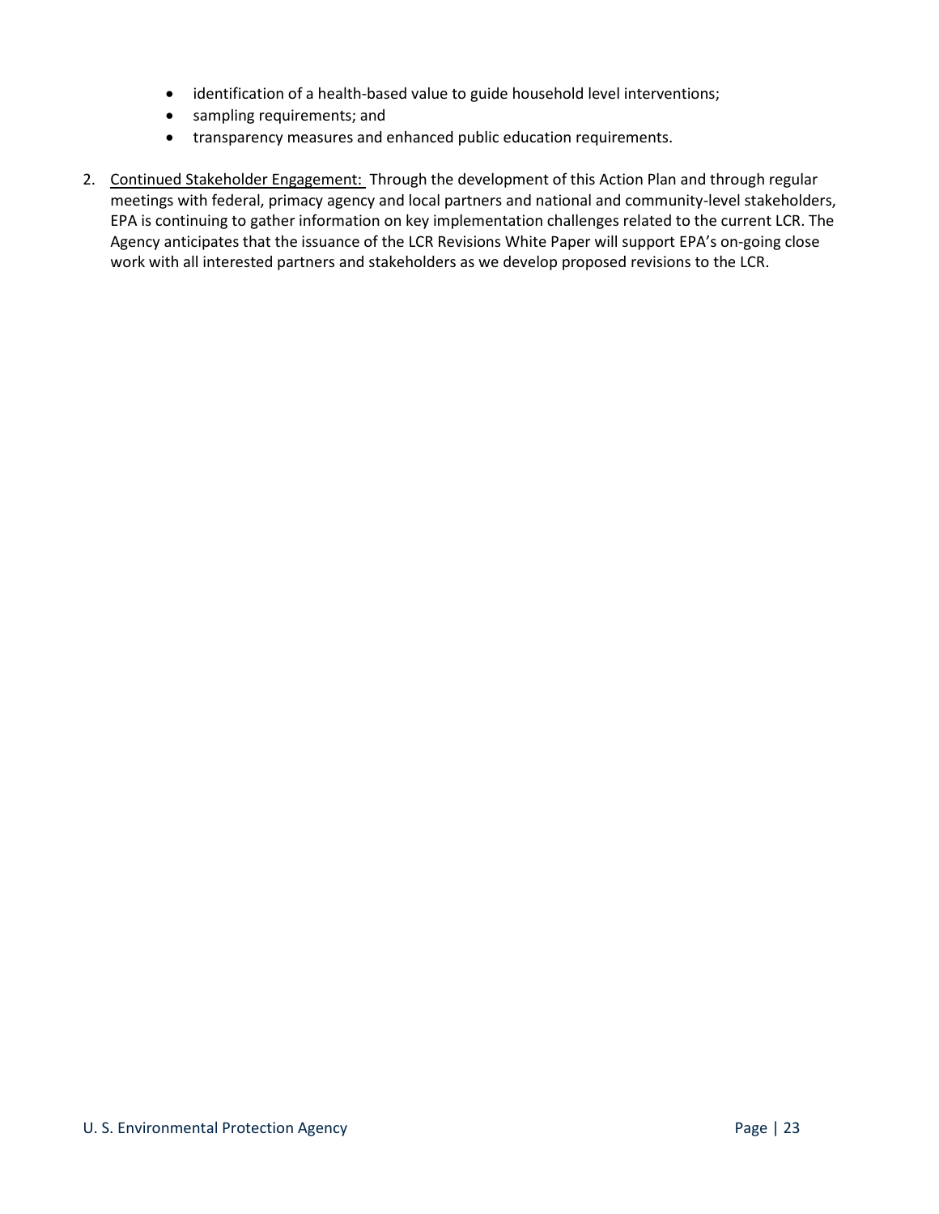- identification of a health-based value to guide household level interventions;
- sampling requirements; and
- transparency measures and enhanced public education requirements.

2. Continued Stakeholder Engagement: Through the development of this Action Plan and through regular meetings with federal, primacy agency and local partners and national and community-level stakeholders, EPA is continuing to gather information on key implementation challenges related to the current LCR. The Agency anticipates that the issuance of the LCR Revisions White Paper will support EPA's on-going close work with all interested partners and stakeholders as we develop proposed revisions to the LCR.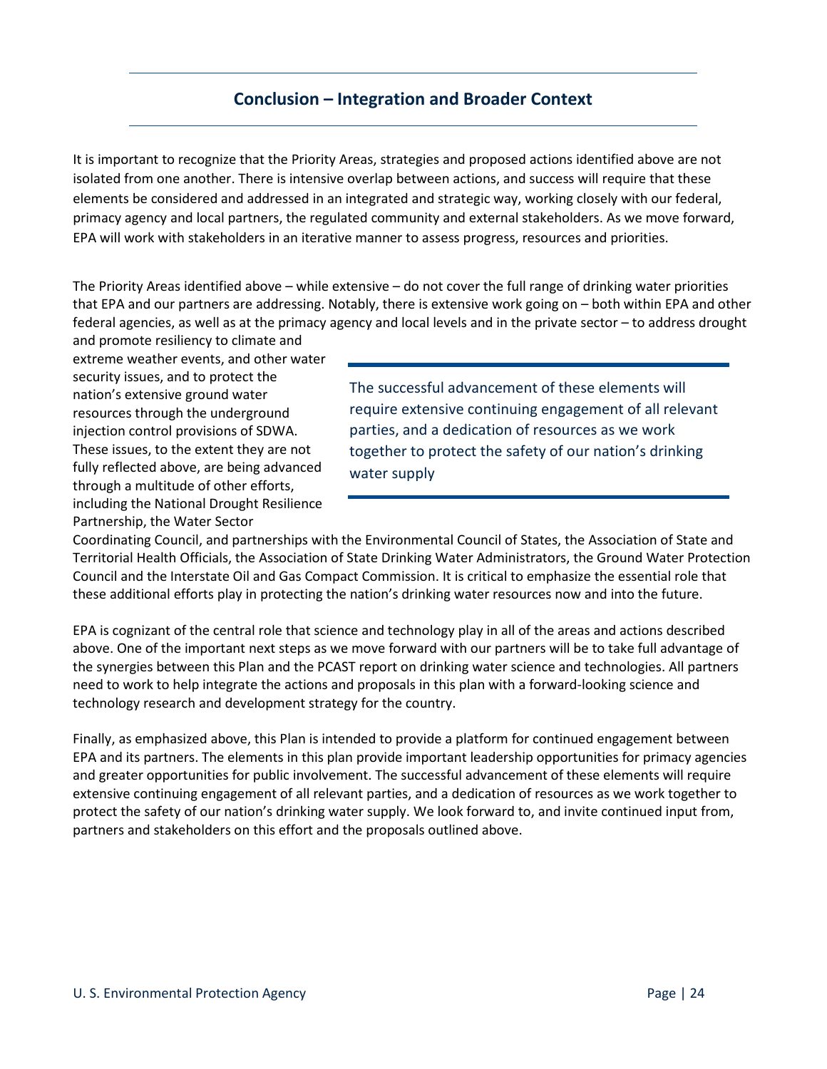## Conclusion – Integration and Broader Context

It is important to recognize that the Priority Areas, strategies and proposed actions identified above are not isolated from one another. There is intensive overlap between actions, and success will require that these elements be considered and addressed in an integrated and strategic way, working closely with our federal, primacy agency and local partners, the regulated community and external stakeholders. As we move forward, EPA will work with stakeholders in an iterative manner to assess progress, resources and priorities.

The Priority Areas identified above – while extensive – do not cover the full range of drinking water priorities that EPA and our partners are addressing. Notably, there is extensive work going on – both within EPA and other federal agencies, as well as at the primacy agency and local levels and in the private sector – to address drought and promote resiliency to climate and extreme weather events, and other water security issues, and to protect the nation's extensive ground water resources through the underground injection control provisions of SDWA. These issues, to the extent they are not fully reflected above, are being advanced through a multitude of other efforts, including the National Drought Resilience Partnership, the Water Sector Coordinating Council, and partnerships with the Environmental Council of States, the Association of State and Territorial Health Officials, the Association of State Drinking Water Administrators, the Ground Water Protection Council and the Interstate Oil and Gas Compact Commission. It is critical to emphasize the essential role that these additional efforts play in protecting the nation's drinking water resources now and into the future.

> The successful advancement of these elements will require extensive continuing engagement of all relevant parties, and a dedication of resources as we work together to protect the safety of our nation's drinking water supply

EPA is cognizant of the central role that science and technology play in all of the areas and actions described above. One of the important next steps as we move forward with our partners will be to take full advantage of the synergies between this Plan and the PCAST report on drinking water science and technologies. All partners need to work to help integrate the actions and proposals in this plan with a forward-looking science and technology research and development strategy for the country.

Finally, as emphasized above, this Plan is intended to provide a platform for continued engagement between EPA and its partners. The elements in this plan provide important leadership opportunities for primacy agencies and greater opportunities for public involvement. The successful advancement of these elements will require extensive continuing engagement of all relevant parties, and a dedication of resources as we work together to protect the safety of our nation's drinking water supply. We look forward to, and invite continued input from, partners and stakeholders on this effort and the proposals outlined above.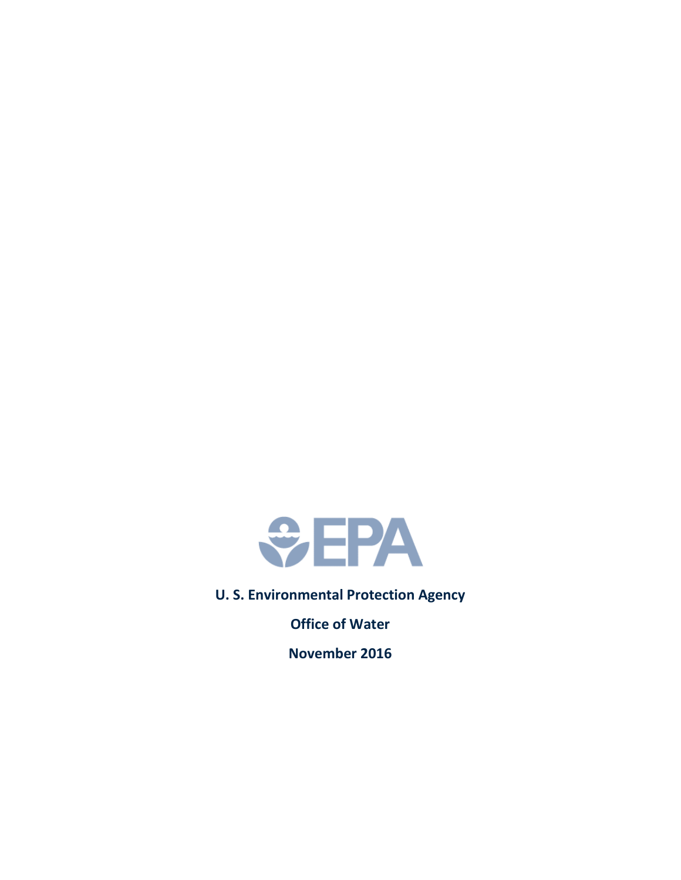**U. S. Environmental Protection Agency**

**Office of Water**

**November 2016**